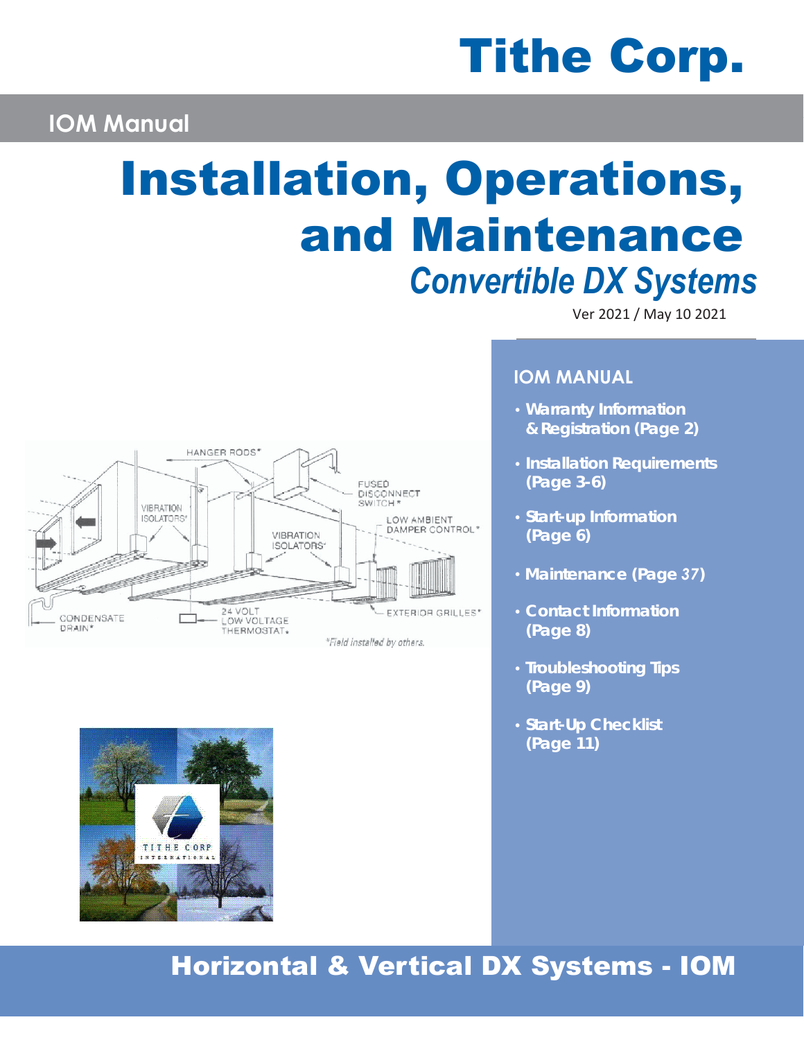# Tithe Corp.

## IOM Manual

# Installation, Operations, and Maintenance

## *Convertible DX Systems*

Ver 2021 / May 10 2021

### IOM MANUAL

- **Warranty Information & Registration (Page 2)**
- **Installation Requirements (Page 3-6)**
- **Start-up Information (Page 6)**
- **Maintenance (Page 37)**
- **Contact Information (Page 8)**
- **Troubleshooting Tips (Page 9)**
- **Start-Up Checklist (Page 11)**

## Horizontal & Vertical DX Systems - IOM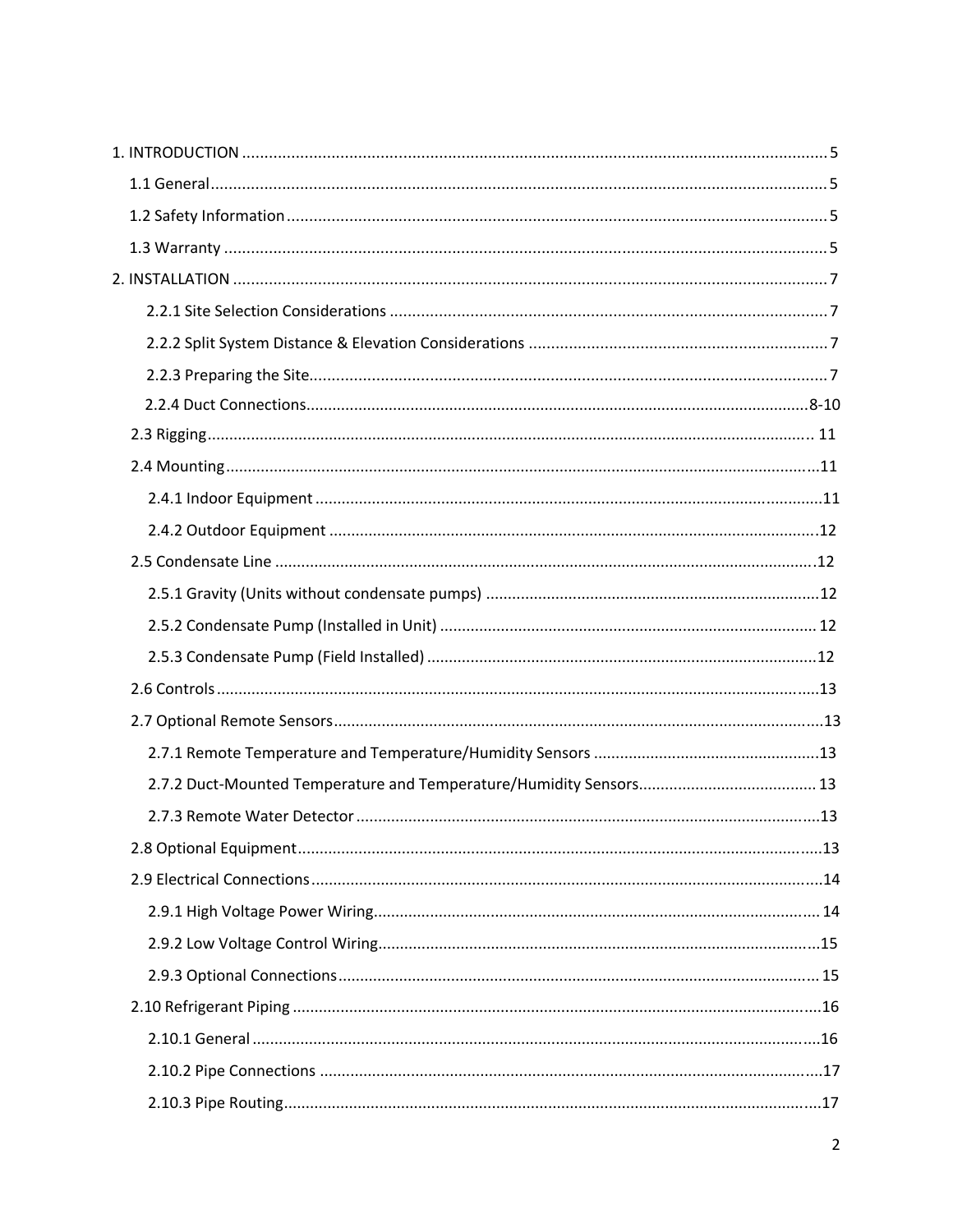1. INTRODUCTION .......... 5

  1.1 General .......... 5

  1.2 Safety Information .......... 5

  1.3 Warranty .......... 5

2. INSTALLATION .......... 7

    2.2.1 Site Selection Considerations .......... 7

    2.2.2 Split System Distance & Elevation Considerations .......... 7

    2.2.3 Preparing the Site .......... 7

    2.2.4 Duct Connections .......... 8-10

  2.3 Rigging .......... 11

  2.4 Mounting .......... 11

    2.4.1 Indoor Equipment .......... 11

    2.4.2 Outdoor Equipment .......... 12

  2.5 Condensate Line .......... 12

    2.5.1 Gravity (Units without condensate pumps) .......... 12

    2.5.2 Condensate Pump (Installed in Unit) .......... 12

    2.5.3 Condensate Pump (Field Installed) .......... 12

  2.6 Controls .......... 13

  2.7 Optional Remote Sensors .......... 13

    2.7.1 Remote Temperature and Temperature/Humidity Sensors .......... 13

    2.7.2 Duct-Mounted Temperature and Temperature/Humidity Sensors .......... 13

    2.7.3 Remote Water Detector .......... 13

  2.8 Optional Equipment .......... 13

  2.9 Electrical Connections .......... 14

    2.9.1 High Voltage Power Wiring .......... 14

    2.9.2 Low Voltage Control Wiring .......... 15

    2.9.3 Optional Connections .......... 15

  2.10 Refrigerant Piping .......... 16

    2.10.1 General .......... 16

    2.10.2 Pipe Connections .......... 17

    2.10.3 Pipe Routing .......... 17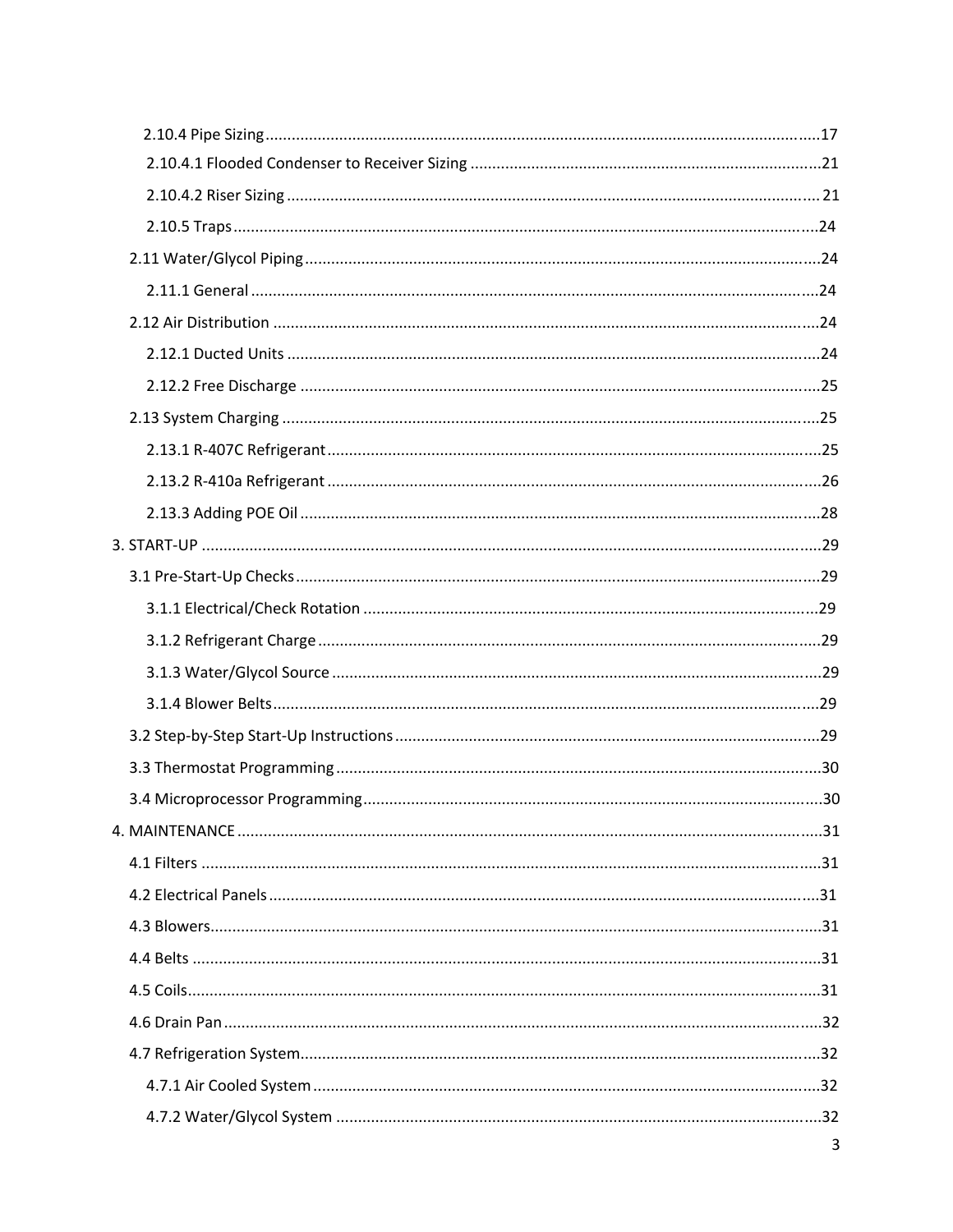2.10.4 Pipe Sizing ....................................................................................................................17

2.10.4.1 Flooded Condenser to Receiver Sizing ....................................................................21

2.10.4.2 Riser Sizing ...........................................................................................................21

2.10.5 Traps ........................................................................................................................24

2.11 Water/Glycol Piping .....................................................................................................24

2.11.1 General ....................................................................................................................24

2.12 Air Distribution ............................................................................................................24

2.12.1 Ducted Units .............................................................................................................24

2.12.2 Free Discharge ..........................................................................................................25

2.13 System Charging ..........................................................................................................25

2.13.1 R-407C Refrigerant ....................................................................................................25

2.13.2 R-410a Refrigerant .....................................................................................................26

2.13.3 Adding POE Oil ..........................................................................................................28

3. START-UP .........................................................................................................................29

3.1 Pre-Start-Up Checks ........................................................................................................29

3.1.1 Electrical/Check Rotation ............................................................................................29

3.1.2 Refrigerant Charge ......................................................................................................29

3.1.3 Water/Glycol Source ....................................................................................................29

3.1.4 Blower Belts ................................................................................................................29

3.2 Step-by-Step Start-Up Instructions ....................................................................................29

3.3 Thermostat Programming .................................................................................................30

3.4 Microprocessor Programming ............................................................................................30

4. MAINTENANCE ...................................................................................................................31

4.1 Filters ...............................................................................................................................31

4.2 Electrical Panels ................................................................................................................31

4.3 Blowers .............................................................................................................................31

4.4 Belts .................................................................................................................................31

4.5 Coils .................................................................................................................................31

4.6 Drain Pan ..........................................................................................................................32

4.7 Refrigeration System .........................................................................................................32

4.7.1 Air Cooled System .......................................................................................................32

4.7.2 Water/Glycol System ...................................................................................................32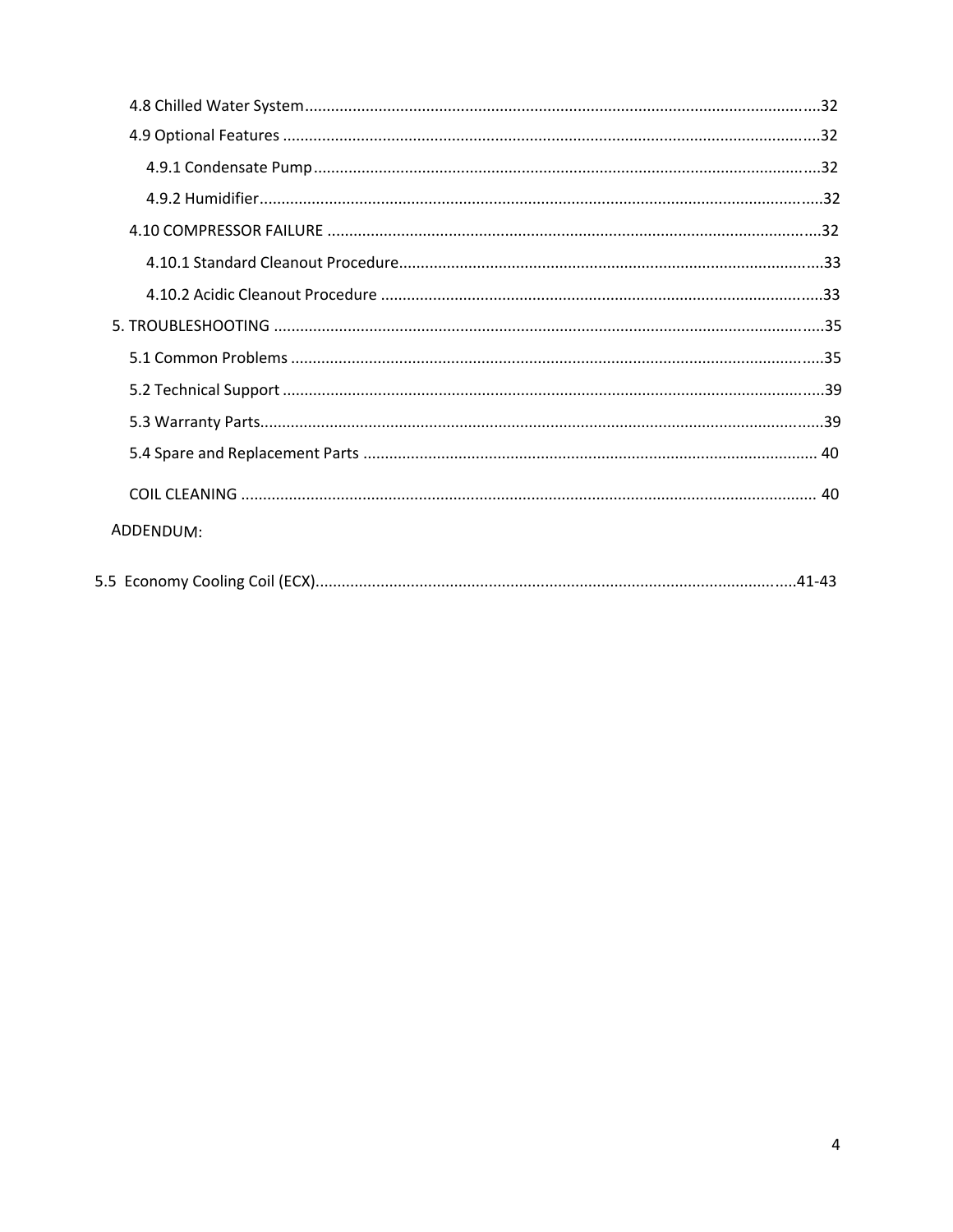4.8 Chilled Water System ..................................................................................................................32

4.9 Optional Features ........................................................................................................................32

4.9.1 Condensate Pump ..................................................................................................................32

4.9.2 Humidifier ...............................................................................................................................32

4.10 COMPRESSOR FAILURE ...............................................................................................................32

4.10.1 Standard Cleanout Procedure ...............................................................................................33

4.10.2 Acidic Cleanout Procedure ....................................................................................................33

5. TROUBLESHOOTING .........................................................................................................................35

5.1 Common Problems .......................................................................................................................35

5.2 Technical Support .........................................................................................................................39

5.3 Warranty Parts ..............................................................................................................................39

5.4 Spare and Replacement Parts ......................................................................................................40

COIL CLEANING ...............................................................................................................................40

ADDENDUM:

5.5 Economy Cooling Coil (ECX) ...........................................................................................................41-43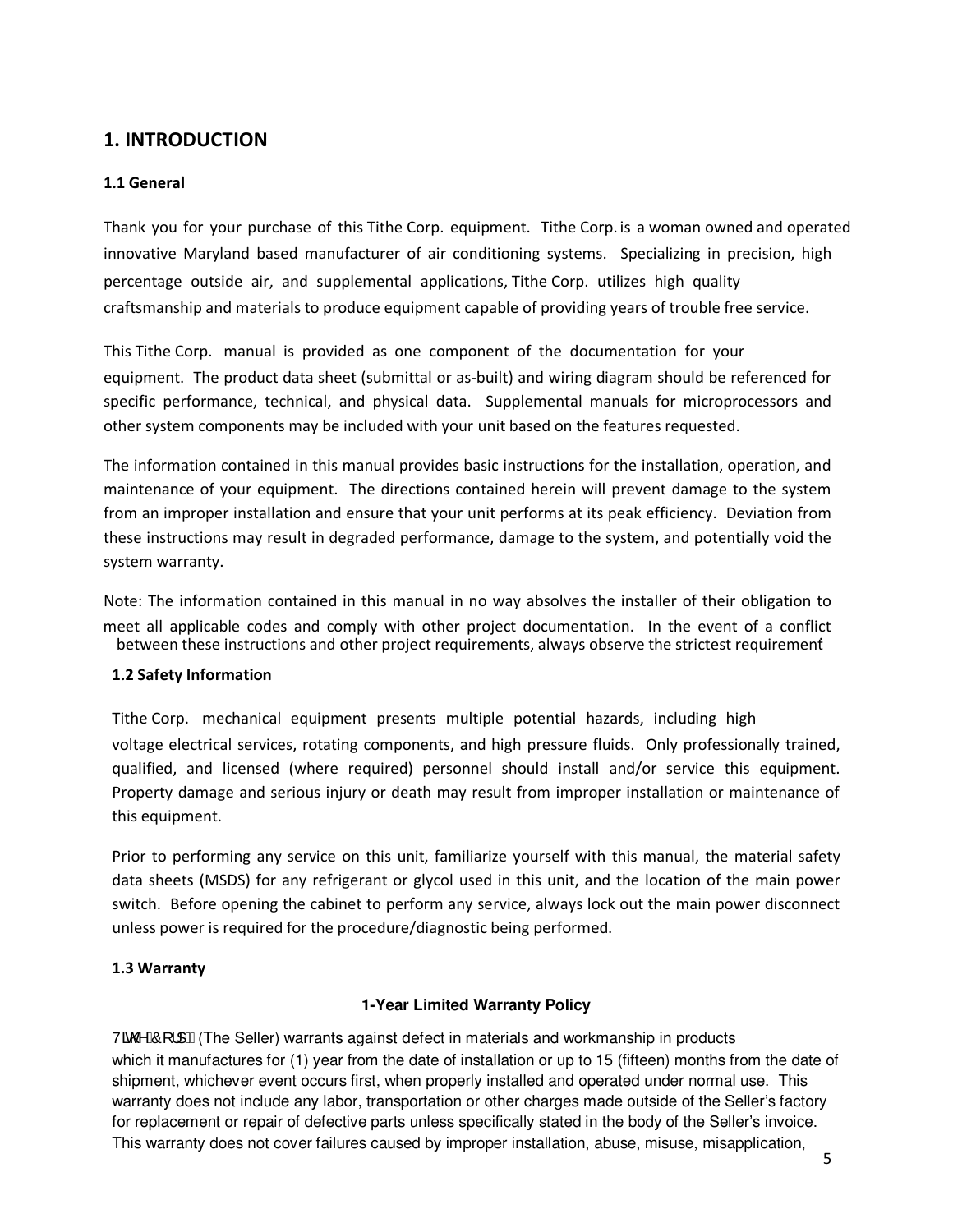# 1. INTRODUCTION

## 1.1 General

Thank you for your purchase of this Tithe Corp. equipment. Tithe Corp. is a woman owned and operated innovative Maryland based manufacturer of air conditioning systems. Specializing in precision, high percentage outside air, and supplemental applications, Tithe Corp. utilizes high quality craftsmanship and materials to produce equipment capable of providing years of trouble free service.

This Tithe Corp. manual is provided as one component of the documentation for your equipment. The product data sheet (submittal or as-built) and wiring diagram should be referenced for specific performance, technical, and physical data. Supplemental manuals for microprocessors and other system components may be included with your unit based on the features requested.

The information contained in this manual provides basic instructions for the installation, operation, and maintenance of your equipment. The directions contained herein will prevent damage to the system from an improper installation and ensure that your unit performs at its peak efficiency. Deviation from these instructions may result in degraded performance, damage to the system, and potentially void the system warranty.

Note: The information contained in this manual in no way absolves the installer of their obligation to meet all applicable codes and comply with other project documentation. In the event of a conflict between these instructions and other project requirements, always observe the strictest requirement.

## 1.2 Safety Information

Tithe Corp. mechanical equipment presents multiple potential hazards, including high voltage electrical services, rotating components, and high pressure fluids. Only professionally trained, qualified, and licensed (where required) personnel should install and/or service this equipment. Property damage and serious injury or death may result from improper installation or maintenance of this equipment.

Prior to performing any service on this unit, familiarize yourself with this manual, the material safety data sheets (MSDS) for any refrigerant or glycol used in this unit, and the location of the main power switch. Before opening the cabinet to perform any service, always lock out the main power disconnect unless power is required for the procedure/diagnostic being performed.

## 1.3 Warranty

**1-Year Limited Warranty Policy**

Tithe Corp. (The Seller) warrants against defect in materials and workmanship in products which it manufactures for (1) year from the date of installation or up to 15 (fifteen) months from the date of shipment, whichever event occurs first, when properly installed and operated under normal use. This warranty does not include any labor, transportation or other charges made outside of the Seller's factory for replacement or repair of defective parts unless specifically stated in the body of the Seller's invoice. This warranty does not cover failures caused by improper installation, abuse, misuse, misapplication,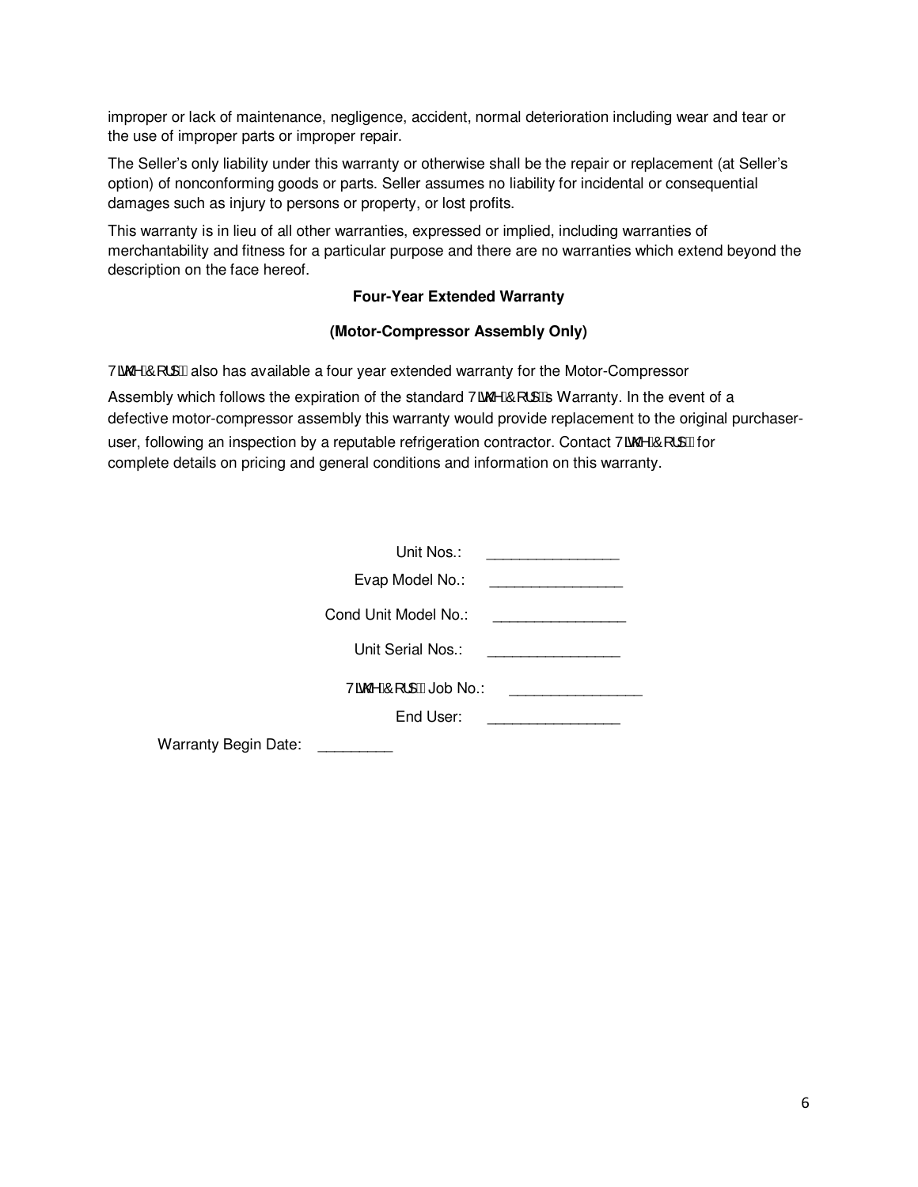improper or lack of maintenance, negligence, accident, normal deterioration including wear and tear or the use of improper parts or improper repair.

The Seller's only liability under this warranty or otherwise shall be the repair or replacement (at Seller's option) of nonconforming goods or parts. Seller assumes no liability for incidental or consequential damages such as injury to persons or property, or lost profits.

This warranty is in lieu of all other warranties, expressed or implied, including warranties of merchantability and fitness for a particular purpose and there are no warranties which extend beyond the description on the face hereof.

**Four-Year Extended Warranty**

**(Motor-Compressor Assembly Only)**

7LWKH &RUS also has available a four year extended warranty for the Motor-Compressor Assembly which follows the expiration of the standard 7LWKH &RUS's Warranty. In the event of a defective motor-compressor assembly this warranty would provide replacement to the original purchaser-user, following an inspection by a reputable refrigeration contractor. Contact 7LWKH &RUS for complete details on pricing and general conditions and information on this warranty.

Unit Nos.: ________________

Evap Model No.: ________________

Cond Unit Model No.: ________________

Unit Serial Nos.: ________________

7LWKH &RUS Job No.: ________________

End User: ________________

Warranty Begin Date: _________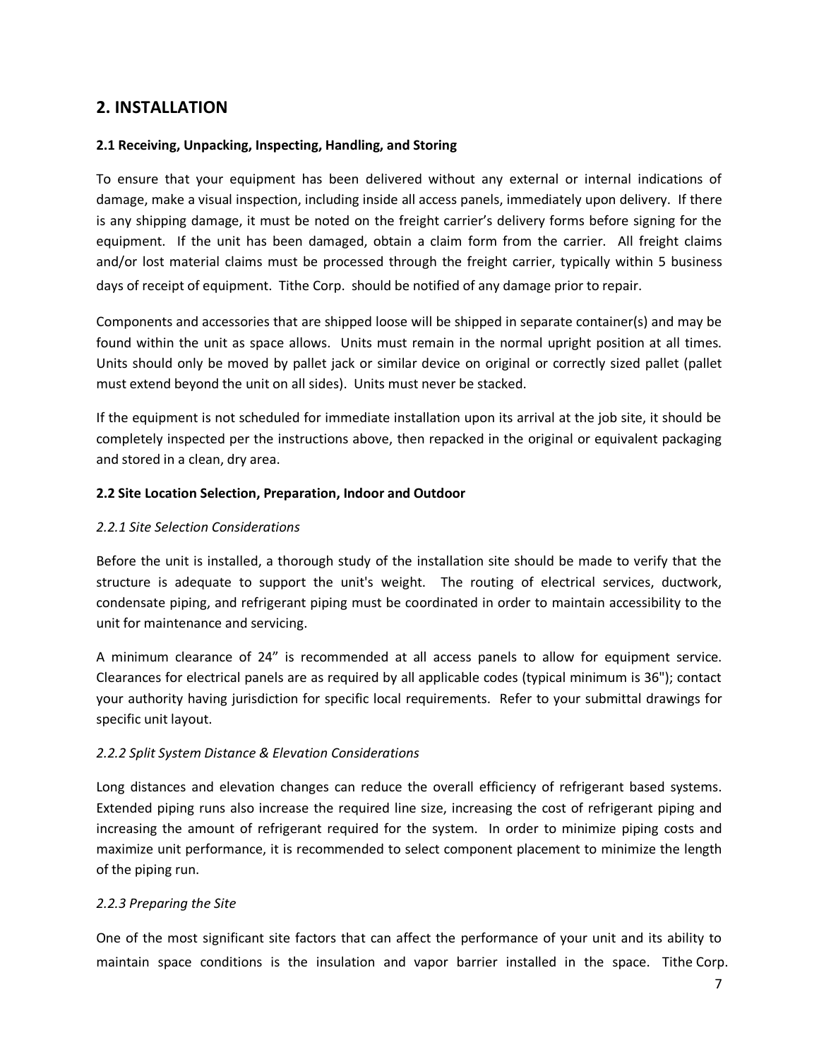## 2. INSTALLATION

### 2.1 Receiving, Unpacking, Inspecting, Handling, and Storing

To ensure that your equipment has been delivered without any external or internal indications of damage, make a visual inspection, including inside all access panels, immediately upon delivery. If there is any shipping damage, it must be noted on the freight carrier's delivery forms before signing for the equipment. If the unit has been damaged, obtain a claim form from the carrier. All freight claims and/or lost material claims must be processed through the freight carrier, typically within 5 business days of receipt of equipment. Tithe Corp. should be notified of any damage prior to repair.

Components and accessories that are shipped loose will be shipped in separate container(s) and may be found within the unit as space allows. Units must remain in the normal upright position at all times. Units should only be moved by pallet jack or similar device on original or correctly sized pallet (pallet must extend beyond the unit on all sides). Units must never be stacked.

If the equipment is not scheduled for immediate installation upon its arrival at the job site, it should be completely inspected per the instructions above, then repacked in the original or equivalent packaging and stored in a clean, dry area.

### 2.2 Site Location Selection, Preparation, Indoor and Outdoor

#### *2.2.1 Site Selection Considerations*

Before the unit is installed, a thorough study of the installation site should be made to verify that the structure is adequate to support the unit's weight. The routing of electrical services, ductwork, condensate piping, and refrigerant piping must be coordinated in order to maintain accessibility to the unit for maintenance and servicing.

A minimum clearance of 24" is recommended at all access panels to allow for equipment service. Clearances for electrical panels are as required by all applicable codes (typical minimum is 36"); contact your authority having jurisdiction for specific local requirements. Refer to your submittal drawings for specific unit layout.

#### *2.2.2 Split System Distance & Elevation Considerations*

Long distances and elevation changes can reduce the overall efficiency of refrigerant based systems. Extended piping runs also increase the required line size, increasing the cost of refrigerant piping and increasing the amount of refrigerant required for the system. In order to minimize piping costs and maximize unit performance, it is recommended to select component placement to minimize the length of the piping run.

#### *2.2.3 Preparing the Site*

One of the most significant site factors that can affect the performance of your unit and its ability to maintain space conditions is the insulation and vapor barrier installed in the space. Tithe Corp.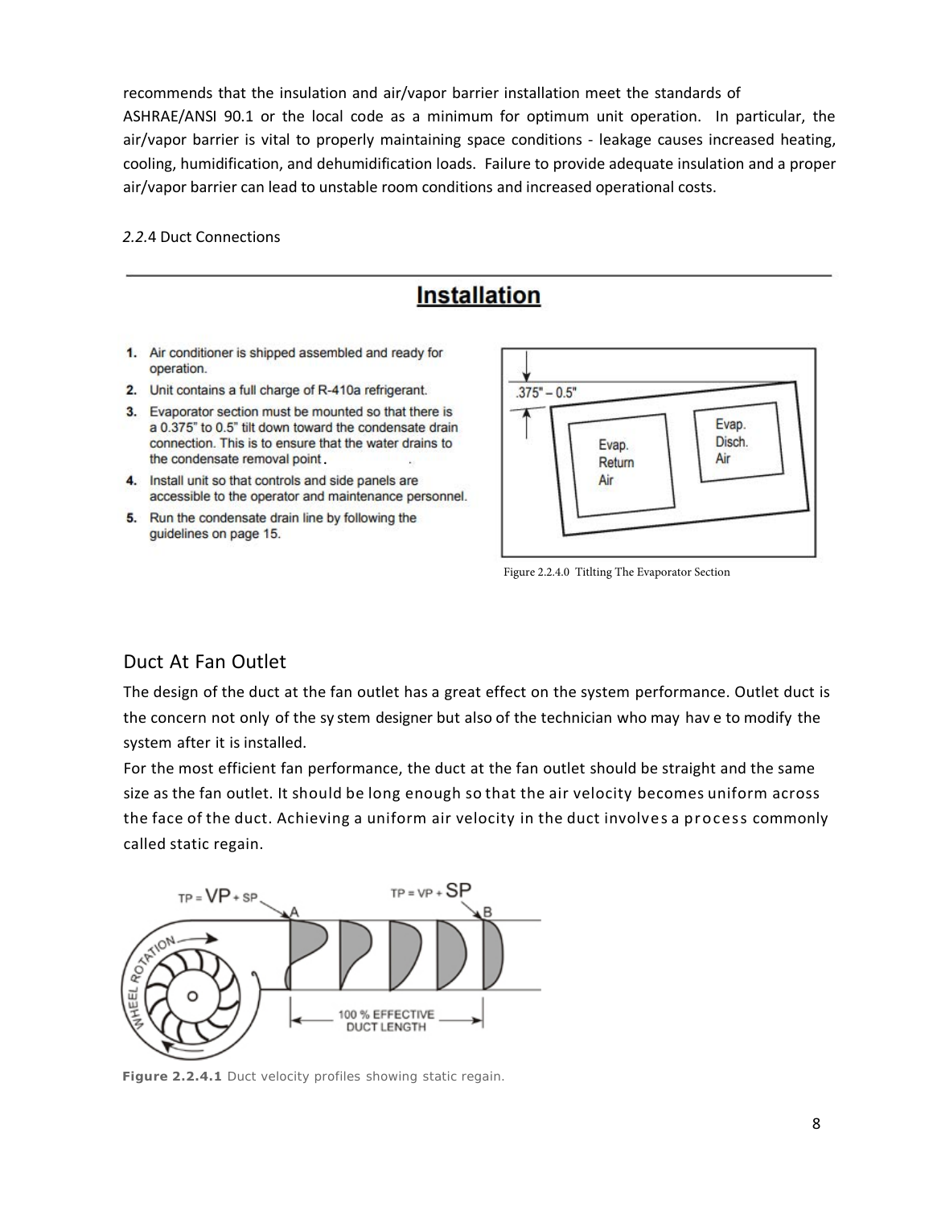recommends that the insulation and air/vapor barrier installation meet the standards of ASHRAE/ANSI 90.1 or the local code as a minimum for optimum unit operation. In particular, the air/vapor barrier is vital to properly maintaining space conditions - leakage causes increased heating, cooling, humidification, and dehumidification loads. Failure to provide adequate insulation and a proper air/vapor barrier can lead to unstable room conditions and increased operational costs.

*2.2.*4 Duct Connections

## Installation

1. Air conditioner is shipped assembled and ready for operation.
2. Unit contains a full charge of R-410a refrigerant.
3. Evaporator section must be mounted so that there is a 0.375" to 0.5" tilt down toward the condensate drain connection. This is to ensure that the water drains to the condensate removal point.
4. Install unit so that controls and side panels are accessible to the operator and maintenance personnel.
5. Run the condensate drain line by following the guidelines on page 15.

Figure 2.2.4.0 Titlting The Evaporator Section

## Duct At Fan Outlet

The design of the duct at the fan outlet has a great effect on the system performance. Outlet duct is the concern not only of the system designer but also of the technician who may have to modify the system after it is installed.

For the most efficient fan performance, the duct at the fan outlet should be straight and the same size as the fan outlet. It should be long enough so that the air velocity becomes uniform across the face of the duct. Achieving a uniform air velocity in the duct involves a process commonly called static regain.

**Figure 2.2.4.1** Duct velocity profiles showing static regain.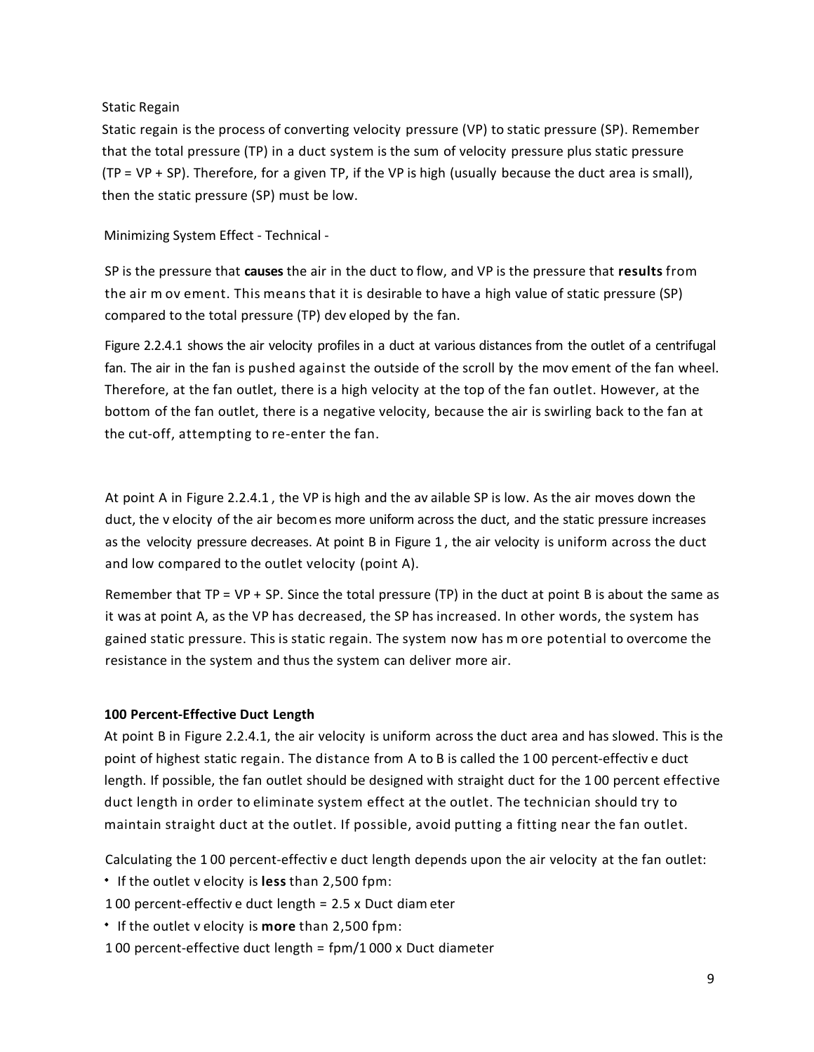Static Regain

Static regain is the process of converting velocity pressure (VP) to static pressure (SP). Remember that the total pressure (TP) in a duct system is the sum of velocity pressure plus static pressure (TP = VP + SP). Therefore, for a given TP, if the VP is high (usually because the duct area is small), then the static pressure (SP) must be low.

Minimizing System Effect - Technical -

SP is the pressure that **causes** the air in the duct to flow, and VP is the pressure that **results** from the air movement. This means that it is desirable to have a high value of static pressure (SP) compared to the total pressure (TP) developed by the fan.

Figure 2.2.4.1 shows the air velocity profiles in a duct at various distances from the outlet of a centrifugal fan. The air in the fan is pushed against the outside of the scroll by the movement of the fan wheel. Therefore, at the fan outlet, there is a high velocity at the top of the fan outlet. However, at the bottom of the fan outlet, there is a negative velocity, because the air is swirling back to the fan at the cut-off, attempting to re-enter the fan.

At point A in Figure 2.2.4.1 , the VP is high and the available SP is low. As the air moves down the duct, the velocity of the air becomes more uniform across the duct, and the static pressure increases as the velocity pressure decreases. At point B in Figure 1 , the air velocity is uniform across the duct and low compared to the outlet velocity (point A).

Remember that TP = VP + SP. Since the total pressure (TP) in the duct at point B is about the same as it was at point A, as the VP has decreased, the SP has increased. In other words, the system has gained static pressure. This is static regain. The system now has more potential to overcome the resistance in the system and thus the system can deliver more air.

**100 Percent-Effective Duct Length**

At point B in Figure 2.2.4.1, the air velocity is uniform across the duct area and has slowed. This is the point of highest static regain. The distance from A to B is called the 100 percent-effective duct length. If possible, the fan outlet should be designed with straight duct for the 100 percent effective duct length in order to eliminate system effect at the outlet. The technician should try to maintain straight duct at the outlet. If possible, avoid putting a fitting near the fan outlet.

Calculating the 100 percent-effective duct length depends upon the air velocity at the fan outlet:

- If the outlet velocity is **less** than 2,500 fpm:

100 percent-effective duct length = 2.5 x Duct diameter

- If the outlet velocity is **more** than 2,500 fpm:

100 percent-effective duct length = fpm/1000 x Duct diameter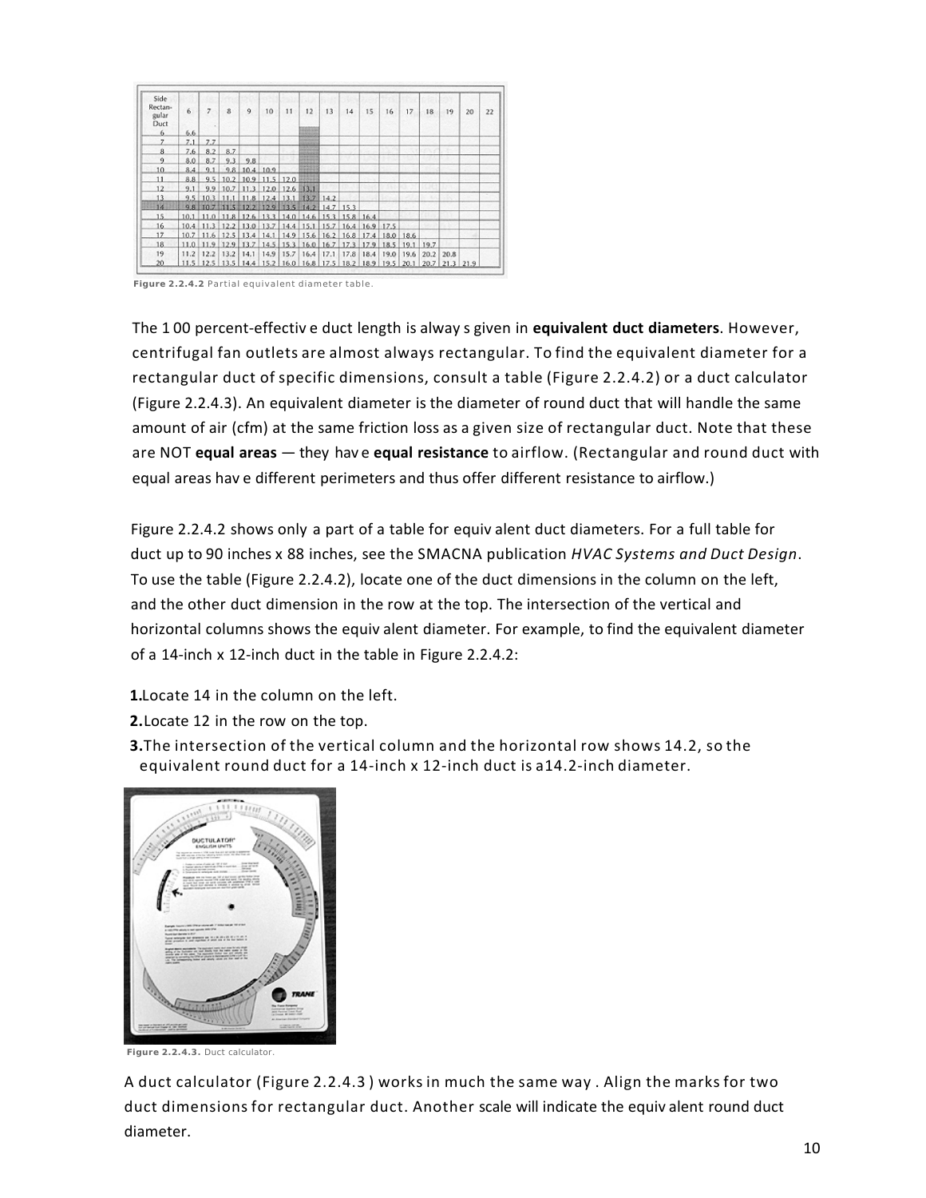| Side Rectangular Duct | 6 | 7 | 8 | 9 | 10 | 11 | 12 | 13 | 14 | 15 | 16 | 17 | 18 | 19 | 20 | 22 |
|---|---|---|---|---|---|---|---|---|---|---|---|---|---|---|---|---|
| 6 | 6.6 | | | | | | | | | | | | | | | |
| 7 | 7.1 | 7.7 | | | | | | | | | | | | | | |
| 8 | 7.6 | 8.2 | 8.7 | | | | | | | | | | | | | |
| 9 | 8.0 | 8.7 | 9.3 | 9.8 | | | | | | | | | | | | |
| 10 | 8.4 | 9.1 | 9.8 | 10.4 | 10.9 | | | | | | | | | | | |
| 11 | 8.8 | 9.5 | 10.2 | 10.9 | 11.5 | 12.0 | | | | | | | | | | |
| 12 | 9.1 | 9.9 | 10.7 | 11.3 | 12.0 | 12.6 | 13.1 | | | | | | | | | |
| 13 | 9.5 | 10.3 | 11.1 | 11.8 | 12.4 | 13.1 | 13.7 | 14.2 | | | | | | | | |
| 14 | 9.8 | 10.7 | 11.5 | 12.2 | 12.9 | 13.5 | 14.2 | 14.7 | 15.3 | | | | | | | |
| 15 | 10.1 | 11.0 | 11.8 | 12.6 | 13.3 | 14.0 | 14.6 | 15.3 | 15.8 | 16.4 | | | | | | |
| 16 | 10.4 | 11.3 | 12.2 | 13.0 | 13.7 | 14.4 | 15.1 | 15.7 | 16.4 | 16.9 | 17.5 | | | | | |
| 17 | 10.7 | 11.6 | 12.5 | 13.4 | 14.1 | 14.9 | 15.6 | 16.2 | 16.8 | 17.4 | 18.0 | 18.6 | | | | |
| 18 | 11.0 | 11.9 | 12.9 | 13.7 | 14.5 | 15.3 | 16.0 | 16.7 | 17.3 | 17.9 | 18.5 | 19.1 | 19.7 | | | |
| 19 | 11.2 | 12.2 | 13.2 | 14.1 | 14.9 | 15.7 | 16.4 | 17.1 | 17.8 | 18.4 | 19.0 | 19.6 | 20.2 | 20.8 | | |
| 20 | 11.5 | 12.5 | 13.5 | 14.4 | 15.2 | 16.0 | 16.8 | 17.5 | 18.2 | 18.9 | 19.5 | 20.1 | 20.7 | 21.3 | 21.9 | |

**Figure 2.2.4.2** Partial equivalent diameter table.

The 100 percent-effective duct length is always given in **equivalent duct diameters**. However, centrifugal fan outlets are almost always rectangular. To find the equivalent diameter for a rectangular duct of specific dimensions, consult a table (Figure 2.2.4.2) or a duct calculator (Figure 2.2.4.3). An equivalent diameter is the diameter of round duct that will handle the same amount of air (cfm) at the same friction loss as a given size of rectangular duct. Note that these are NOT **equal areas** — they have **equal resistance** to airflow. (Rectangular and round duct with equal areas have different perimeters and thus offer different resistance to airflow.)

Figure 2.2.4.2 shows only a part of a table for equivalent duct diameters. For a full table for duct up to 90 inches x 88 inches, see the SMACNA publication *HVAC Systems and Duct Design*. To use the table (Figure 2.2.4.2), locate one of the duct dimensions in the column on the left, and the other duct dimension in the row at the top. The intersection of the vertical and horizontal columns shows the equivalent diameter. For example, to find the equivalent diameter of a 14-inch x 12-inch duct in the table in Figure 2.2.4.2:

1. Locate 14 in the column on the left.
2. Locate 12 in the row on the top.
3. The intersection of the vertical column and the horizontal row shows 14.2, so the equivalent round duct for a 14-inch x 12-inch duct is a14.2-inch diameter.

**Figure 2.2.4.3.** Duct calculator.

A duct calculator (Figure 2.2.4.3 ) works in much the same way . Align the marks for two duct dimensions for rectangular duct. Another scale will indicate the equivalent round duct diameter.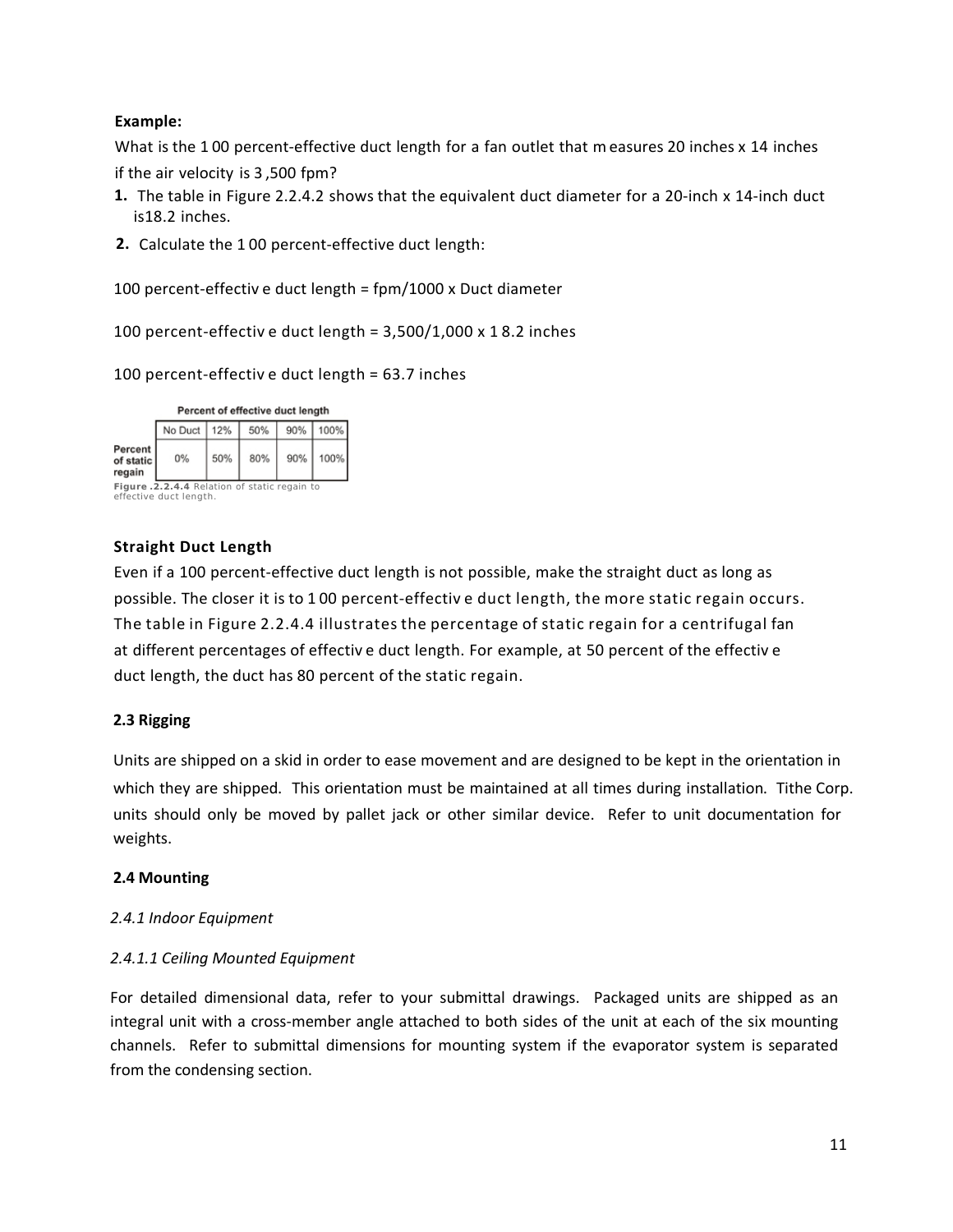**Example:**

What is the 100 percent-effective duct length for a fan outlet that measures 20 inches x 14 inches if the air velocity is 3,500 fpm?

1. The table in Figure 2.2.4.2 shows that the equivalent duct diameter for a 20-inch x 14-inch duct is18.2 inches.
2. Calculate the 100 percent-effective duct length:

100 percent-effective duct length = fpm/1000 x Duct diameter

100 percent-effective duct length = 3,500/1,000 x 18.2 inches

100 percent-effective duct length = 63.7 inches

| | Percent of effective duct length | | | | |
|---|---|---|---|---|---|
| | No Duct | 12% | 50% | 90% | 100% |
| Percent of static regain | 0% | 50% | 80% | 90% | 100% |

**Figure .2.2.4.4** Relation of static regain to effective duct length.

### Straight Duct Length

Even if a 100 percent-effective duct length is not possible, make the straight duct as long as possible. The closer it is to 100 percent-effective duct length, the more static regain occurs. The table in Figure 2.2.4.4 illustrates the percentage of static regain for a centrifugal fan at different percentages of effective duct length. For example, at 50 percent of the effective duct length, the duct has 80 percent of the static regain.

### 2.3 Rigging

Units are shipped on a skid in order to ease movement and are designed to be kept in the orientation in which they are shipped. This orientation must be maintained at all times during installation. Tithe Corp. units should only be moved by pallet jack or other similar device. Refer to unit documentation for weights.

### 2.4 Mounting

*2.4.1 Indoor Equipment*

*2.4.1.1 Ceiling Mounted Equipment*

For detailed dimensional data, refer to your submittal drawings. Packaged units are shipped as an integral unit with a cross-member angle attached to both sides of the unit at each of the six mounting channels. Refer to submittal dimensions for mounting system if the evaporator system is separated from the condensing section.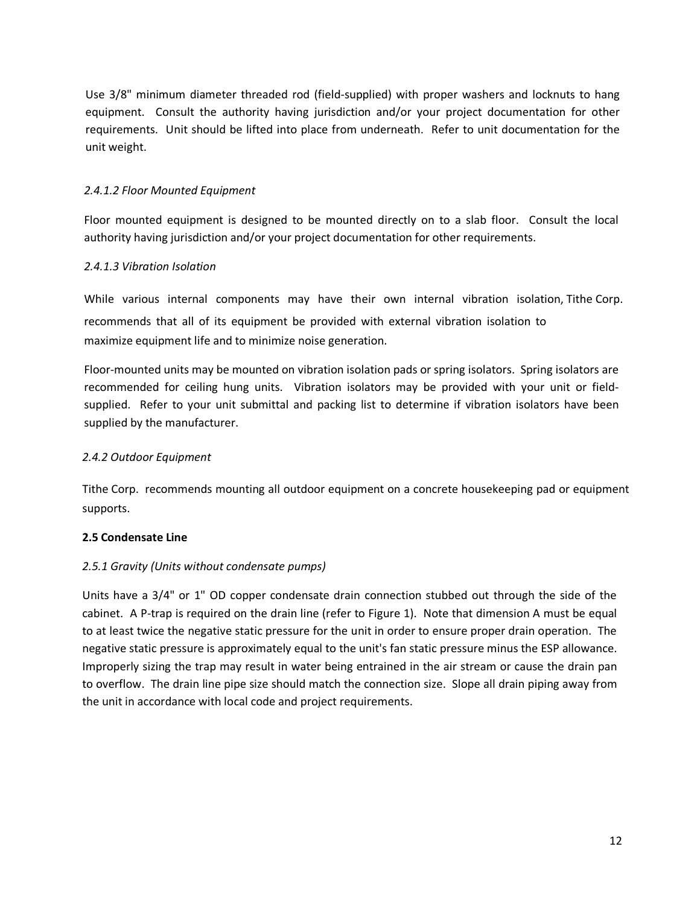Use 3/8" minimum diameter threaded rod (field-supplied) with proper washers and locknuts to hang equipment. Consult the authority having jurisdiction and/or your project documentation for other requirements. Unit should be lifted into place from underneath. Refer to unit documentation for the unit weight.

#### *2.4.1.2 Floor Mounted Equipment*

Floor mounted equipment is designed to be mounted directly on to a slab floor. Consult the local authority having jurisdiction and/or your project documentation for other requirements.

#### *2.4.1.3 Vibration Isolation*

While various internal components may have their own internal vibration isolation, Tithe Corp. recommends that all of its equipment be provided with external vibration isolation to maximize equipment life and to minimize noise generation.

Floor-mounted units may be mounted on vibration isolation pads or spring isolators. Spring isolators are recommended for ceiling hung units. Vibration isolators may be provided with your unit or field-supplied. Refer to your unit submittal and packing list to determine if vibration isolators have been supplied by the manufacturer.

### *2.4.2 Outdoor Equipment*

Tithe Corp. recommends mounting all outdoor equipment on a concrete housekeeping pad or equipment supports.

## **2.5 Condensate Line**

### *2.5.1 Gravity (Units without condensate pumps)*

Units have a 3/4" or 1" OD copper condensate drain connection stubbed out through the side of the cabinet. A P-trap is required on the drain line (refer to Figure 1). Note that dimension A must be equal to at least twice the negative static pressure for the unit in order to ensure proper drain operation. The negative static pressure is approximately equal to the unit's fan static pressure minus the ESP allowance. Improperly sizing the trap may result in water being entrained in the air stream or cause the drain pan to overflow. The drain line pipe size should match the connection size. Slope all drain piping away from the unit in accordance with local code and project requirements.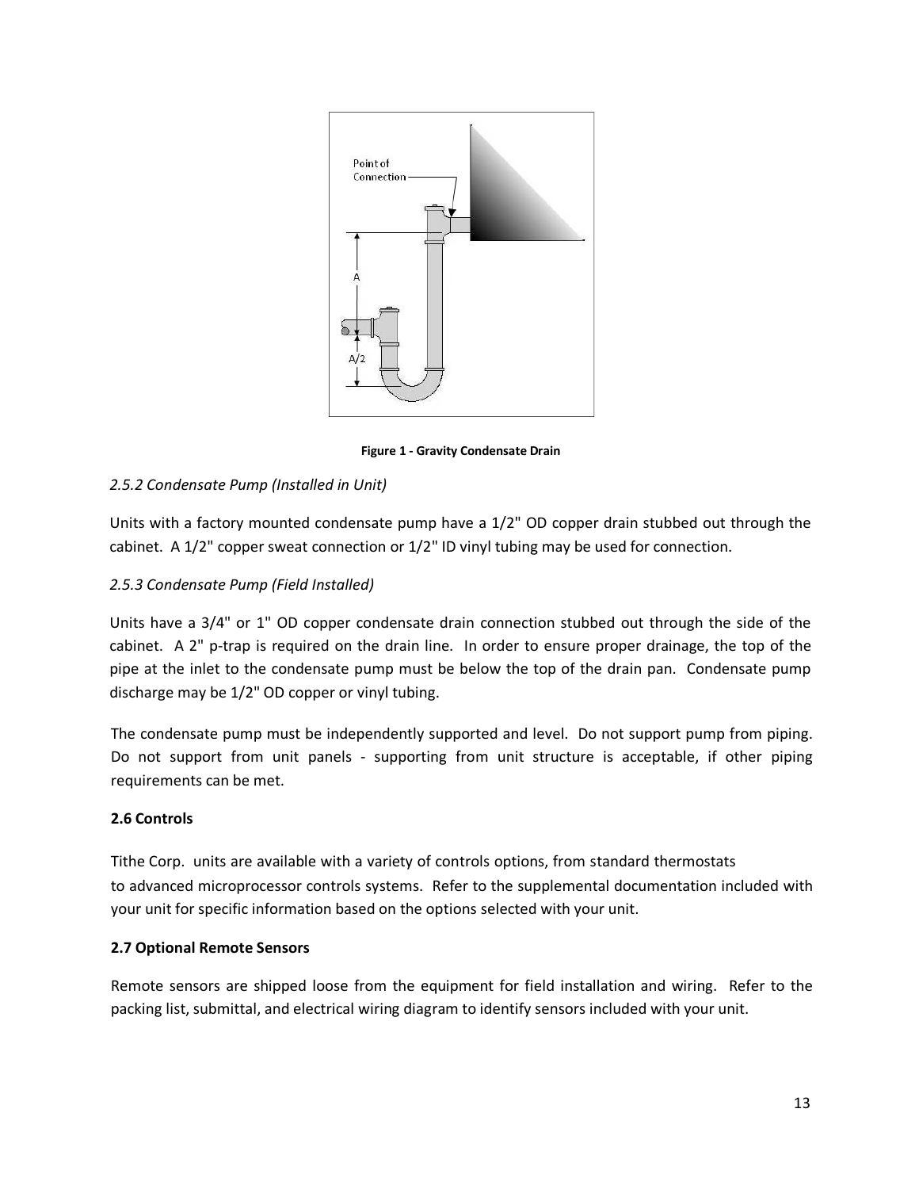**Figure 1 - Gravity Condensate Drain**

*2.5.2 Condensate Pump (Installed in Unit)*

Units with a factory mounted condensate pump have a 1/2" OD copper drain stubbed out through the cabinet. A 1/2" copper sweat connection or 1/2" ID vinyl tubing may be used for connection.

*2.5.3 Condensate Pump (Field Installed)*

Units have a 3/4" or 1" OD copper condensate drain connection stubbed out through the side of the cabinet. A 2" p-trap is required on the drain line. In order to ensure proper drainage, the top of the pipe at the inlet to the condensate pump must be below the top of the drain pan. Condensate pump discharge may be 1/2" OD copper or vinyl tubing.

The condensate pump must be independently supported and level. Do not support pump from piping. Do not support from unit panels - supporting from unit structure is acceptable, if other piping requirements can be met.

**2.6 Controls**

Tithe Corp. units are available with a variety of controls options, from standard thermostats to advanced microprocessor controls systems. Refer to the supplemental documentation included with your unit for specific information based on the options selected with your unit.

**2.7 Optional Remote Sensors**

Remote sensors are shipped loose from the equipment for field installation and wiring. Refer to the packing list, submittal, and electrical wiring diagram to identify sensors included with your unit.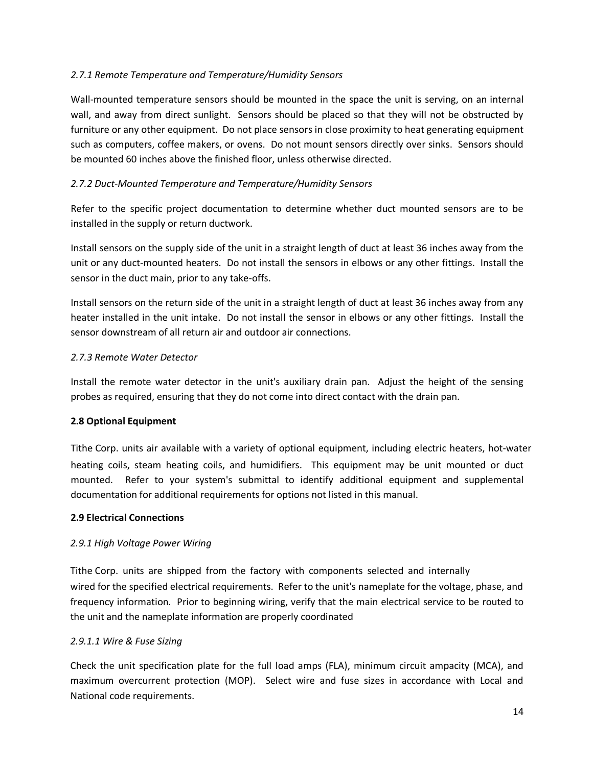*2.7.1 Remote Temperature and Temperature/Humidity Sensors*

Wall-mounted temperature sensors should be mounted in the space the unit is serving, on an internal wall, and away from direct sunlight. Sensors should be placed so that they will not be obstructed by furniture or any other equipment. Do not place sensors in close proximity to heat generating equipment such as computers, coffee makers, or ovens. Do not mount sensors directly over sinks. Sensors should be mounted 60 inches above the finished floor, unless otherwise directed.

*2.7.2 Duct-Mounted Temperature and Temperature/Humidity Sensors*

Refer to the specific project documentation to determine whether duct mounted sensors are to be installed in the supply or return ductwork.

Install sensors on the supply side of the unit in a straight length of duct at least 36 inches away from the unit or any duct-mounted heaters. Do not install the sensors in elbows or any other fittings. Install the sensor in the duct main, prior to any take-offs.

Install sensors on the return side of the unit in a straight length of duct at least 36 inches away from any heater installed in the unit intake. Do not install the sensor in elbows or any other fittings. Install the sensor downstream of all return air and outdoor air connections.

*2.7.3 Remote Water Detector*

Install the remote water detector in the unit's auxiliary drain pan. Adjust the height of the sensing probes as required, ensuring that they do not come into direct contact with the drain pan.

**2.8 Optional Equipment**

Tithe Corp. units air available with a variety of optional equipment, including electric heaters, hot-water heating coils, steam heating coils, and humidifiers. This equipment may be unit mounted or duct mounted. Refer to your system's submittal to identify additional equipment and supplemental documentation for additional requirements for options not listed in this manual.

**2.9 Electrical Connections**

*2.9.1 High Voltage Power Wiring*

Tithe Corp. units are shipped from the factory with components selected and internally wired for the specified electrical requirements. Refer to the unit's nameplate for the voltage, phase, and frequency information. Prior to beginning wiring, verify that the main electrical service to be routed to the unit and the nameplate information are properly coordinated

*2.9.1.1 Wire & Fuse Sizing*

Check the unit specification plate for the full load amps (FLA), minimum circuit ampacity (MCA), and maximum overcurrent protection (MOP). Select wire and fuse sizes in accordance with Local and National code requirements.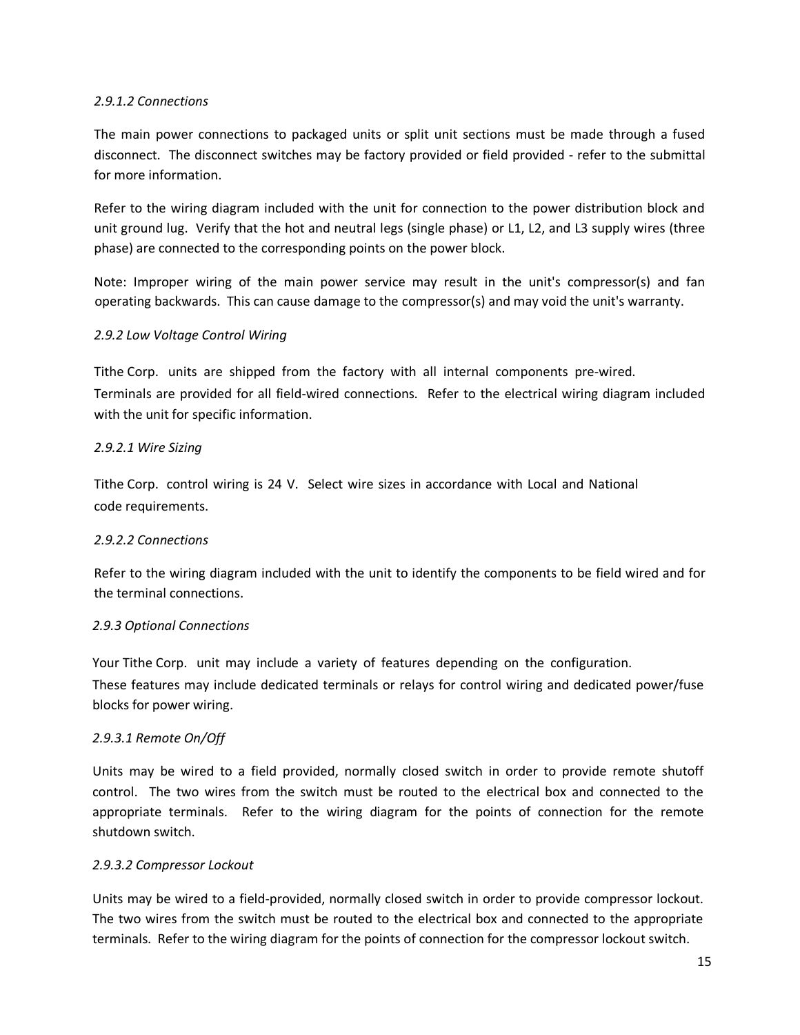*2.9.1.2 Connections*

The main power connections to packaged units or split unit sections must be made through a fused disconnect. The disconnect switches may be factory provided or field provided - refer to the submittal for more information.

Refer to the wiring diagram included with the unit for connection to the power distribution block and unit ground lug. Verify that the hot and neutral legs (single phase) or L1, L2, and L3 supply wires (three phase) are connected to the corresponding points on the power block.

Note: Improper wiring of the main power service may result in the unit's compressor(s) and fan operating backwards. This can cause damage to the compressor(s) and may void the unit's warranty.

*2.9.2 Low Voltage Control Wiring*

Tithe Corp. units are shipped from the factory with all internal components pre-wired. Terminals are provided for all field-wired connections. Refer to the electrical wiring diagram included with the unit for specific information.

*2.9.2.1 Wire Sizing*

Tithe Corp. control wiring is 24 V. Select wire sizes in accordance with Local and National code requirements.

*2.9.2.2 Connections*

Refer to the wiring diagram included with the unit to identify the components to be field wired and for the terminal connections.

*2.9.3 Optional Connections*

Your Tithe Corp. unit may include a variety of features depending on the configuration. These features may include dedicated terminals or relays for control wiring and dedicated power/fuse blocks for power wiring.

*2.9.3.1 Remote On/Off*

Units may be wired to a field provided, normally closed switch in order to provide remote shutoff control. The two wires from the switch must be routed to the electrical box and connected to the appropriate terminals. Refer to the wiring diagram for the points of connection for the remote shutdown switch.

*2.9.3.2 Compressor Lockout*

Units may be wired to a field-provided, normally closed switch in order to provide compressor lockout. The two wires from the switch must be routed to the electrical box and connected to the appropriate terminals. Refer to the wiring diagram for the points of connection for the compressor lockout switch.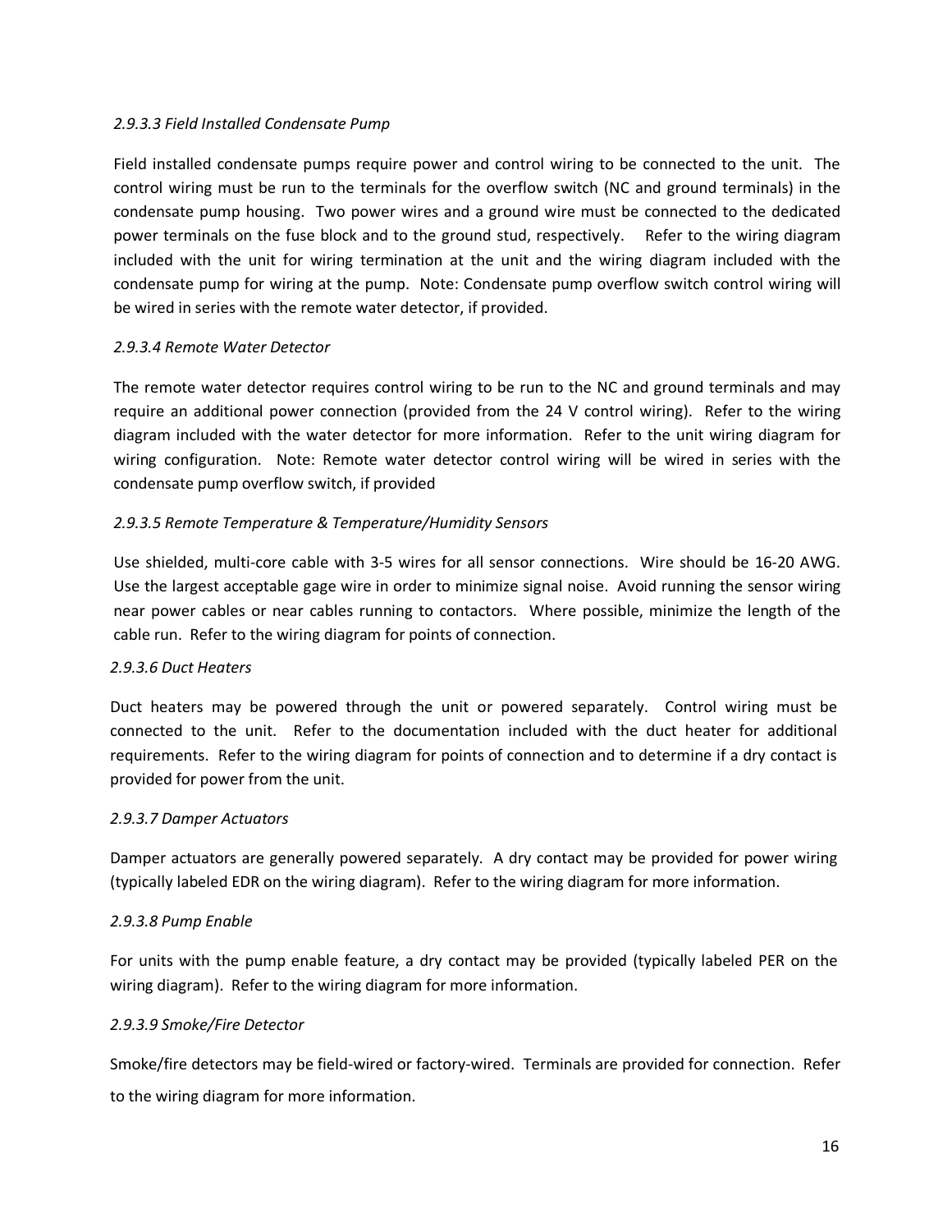*2.9.3.3 Field Installed Condensate Pump*

Field installed condensate pumps require power and control wiring to be connected to the unit. The control wiring must be run to the terminals for the overflow switch (NC and ground terminals) in the condensate pump housing. Two power wires and a ground wire must be connected to the dedicated power terminals on the fuse block and to the ground stud, respectively. Refer to the wiring diagram included with the unit for wiring termination at the unit and the wiring diagram included with the condensate pump for wiring at the pump. Note: Condensate pump overflow switch control wiring will be wired in series with the remote water detector, if provided.

*2.9.3.4 Remote Water Detector*

The remote water detector requires control wiring to be run to the NC and ground terminals and may require an additional power connection (provided from the 24 V control wiring). Refer to the wiring diagram included with the water detector for more information. Refer to the unit wiring diagram for wiring configuration. Note: Remote water detector control wiring will be wired in series with the condensate pump overflow switch, if provided

*2.9.3.5 Remote Temperature & Temperature/Humidity Sensors*

Use shielded, multi-core cable with 3-5 wires for all sensor connections. Wire should be 16-20 AWG. Use the largest acceptable gage wire in order to minimize signal noise. Avoid running the sensor wiring near power cables or near cables running to contactors. Where possible, minimize the length of the cable run. Refer to the wiring diagram for points of connection.

*2.9.3.6 Duct Heaters*

Duct heaters may be powered through the unit or powered separately. Control wiring must be connected to the unit. Refer to the documentation included with the duct heater for additional requirements. Refer to the wiring diagram for points of connection and to determine if a dry contact is provided for power from the unit.

*2.9.3.7 Damper Actuators*

Damper actuators are generally powered separately. A dry contact may be provided for power wiring (typically labeled EDR on the wiring diagram). Refer to the wiring diagram for more information.

*2.9.3.8 Pump Enable*

For units with the pump enable feature, a dry contact may be provided (typically labeled PER on the wiring diagram). Refer to the wiring diagram for more information.

*2.9.3.9 Smoke/Fire Detector*

Smoke/fire detectors may be field-wired or factory-wired. Terminals are provided for connection. Refer to the wiring diagram for more information.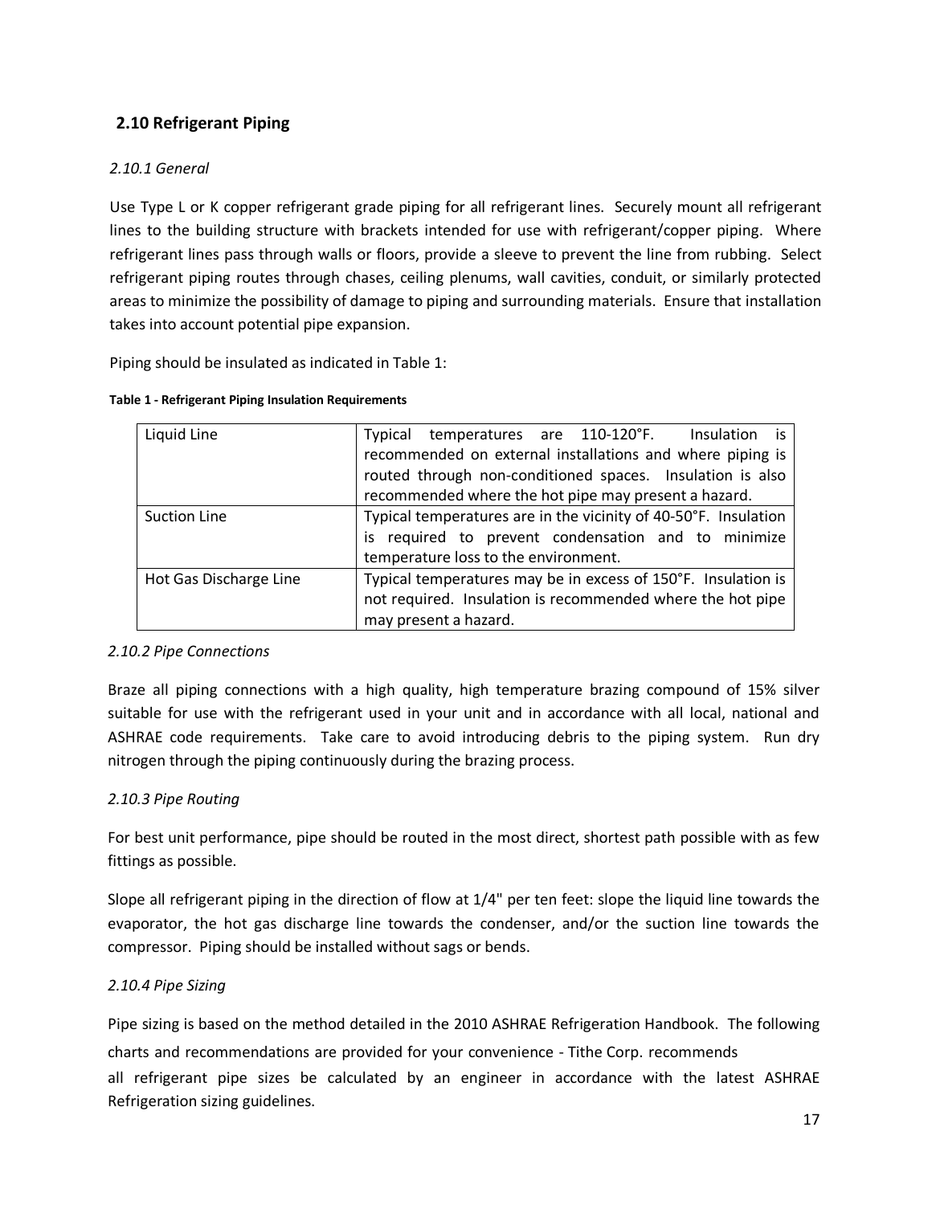## 2.10 Refrigerant Piping

### *2.10.1 General*

Use Type L or K copper refrigerant grade piping for all refrigerant lines. Securely mount all refrigerant lines to the building structure with brackets intended for use with refrigerant/copper piping. Where refrigerant lines pass through walls or floors, provide a sleeve to prevent the line from rubbing. Select refrigerant piping routes through chases, ceiling plenums, wall cavities, conduit, or similarly protected areas to minimize the possibility of damage to piping and surrounding materials. Ensure that installation takes into account potential pipe expansion.

Piping should be insulated as indicated in Table 1:

**Table 1 - Refrigerant Piping Insulation Requirements**

| | |
|---|---|
| Liquid Line | Typical temperatures are 110-120°F. Insulation is recommended on external installations and where piping is routed through non-conditioned spaces. Insulation is also recommended where the hot pipe may present a hazard. |
| Suction Line | Typical temperatures are in the vicinity of 40-50°F. Insulation is required to prevent condensation and to minimize temperature loss to the environment. |
| Hot Gas Discharge Line | Typical temperatures may be in excess of 150°F. Insulation is not required. Insulation is recommended where the hot pipe may present a hazard. |

### *2.10.2 Pipe Connections*

Braze all piping connections with a high quality, high temperature brazing compound of 15% silver suitable for use with the refrigerant used in your unit and in accordance with all local, national and ASHRAE code requirements. Take care to avoid introducing debris to the piping system. Run dry nitrogen through the piping continuously during the brazing process.

### *2.10.3 Pipe Routing*

For best unit performance, pipe should be routed in the most direct, shortest path possible with as few fittings as possible.

Slope all refrigerant piping in the direction of flow at 1/4" per ten feet: slope the liquid line towards the evaporator, the hot gas discharge line towards the condenser, and/or the suction line towards the compressor. Piping should be installed without sags or bends.

### *2.10.4 Pipe Sizing*

Pipe sizing is based on the method detailed in the 2010 ASHRAE Refrigeration Handbook. The following charts and recommendations are provided for your convenience - Tithe Corp. recommends all refrigerant pipe sizes be calculated by an engineer in accordance with the latest ASHRAE Refrigeration sizing guidelines.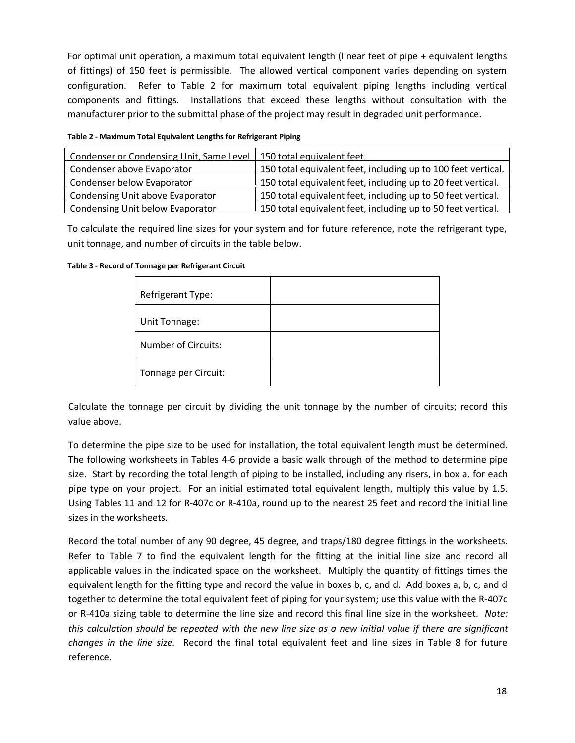For optimal unit operation, a maximum total equivalent length (linear feet of pipe + equivalent lengths of fittings) of 150 feet is permissible. The allowed vertical component varies depending on system configuration. Refer to Table 2 for maximum total equivalent piping lengths including vertical components and fittings. Installations that exceed these lengths without consultation with the manufacturer prior to the submittal phase of the project may result in degraded unit performance.

**Table 2 - Maximum Total Equivalent Lengths for Refrigerant Piping**

| | |
|---|---|
| Condenser or Condensing Unit, Same Level | 150 total equivalent feet. |
| Condenser above Evaporator | 150 total equivalent feet, including up to 100 feet vertical. |
| Condenser below Evaporator | 150 total equivalent feet, including up to 20 feet vertical. |
| Condensing Unit above Evaporator | 150 total equivalent feet, including up to 50 feet vertical. |
| Condensing Unit below Evaporator | 150 total equivalent feet, including up to 50 feet vertical. |

To calculate the required line sizes for your system and for future reference, note the refrigerant type, unit tonnage, and number of circuits in the table below.

**Table 3 - Record of Tonnage per Refrigerant Circuit**

| | |
|---|---|
| Refrigerant Type: | |
| Unit Tonnage: | |
| Number of Circuits: | |
| Tonnage per Circuit: | |

Calculate the tonnage per circuit by dividing the unit tonnage by the number of circuits; record this value above.

To determine the pipe size to be used for installation, the total equivalent length must be determined. The following worksheets in Tables 4-6 provide a basic walk through of the method to determine pipe size. Start by recording the total length of piping to be installed, including any risers, in box a. for each pipe type on your project. For an initial estimated total equivalent length, multiply this value by 1.5. Using Tables 11 and 12 for R-407c or R-410a, round up to the nearest 25 feet and record the initial line sizes in the worksheets.

Record the total number of any 90 degree, 45 degree, and traps/180 degree fittings in the worksheets. Refer to Table 7 to find the equivalent length for the fitting at the initial line size and record all applicable values in the indicated space on the worksheet. Multiply the quantity of fittings times the equivalent length for the fitting type and record the value in boxes b, c, and d. Add boxes a, b, c, and d together to determine the total equivalent feet of piping for your system; use this value with the R-407c or R-410a sizing table to determine the line size and record this final line size in the worksheet. *Note: this calculation should be repeated with the new line size as a new initial value if there are significant changes in the line size.* Record the final total equivalent feet and line sizes in Table 8 for future reference.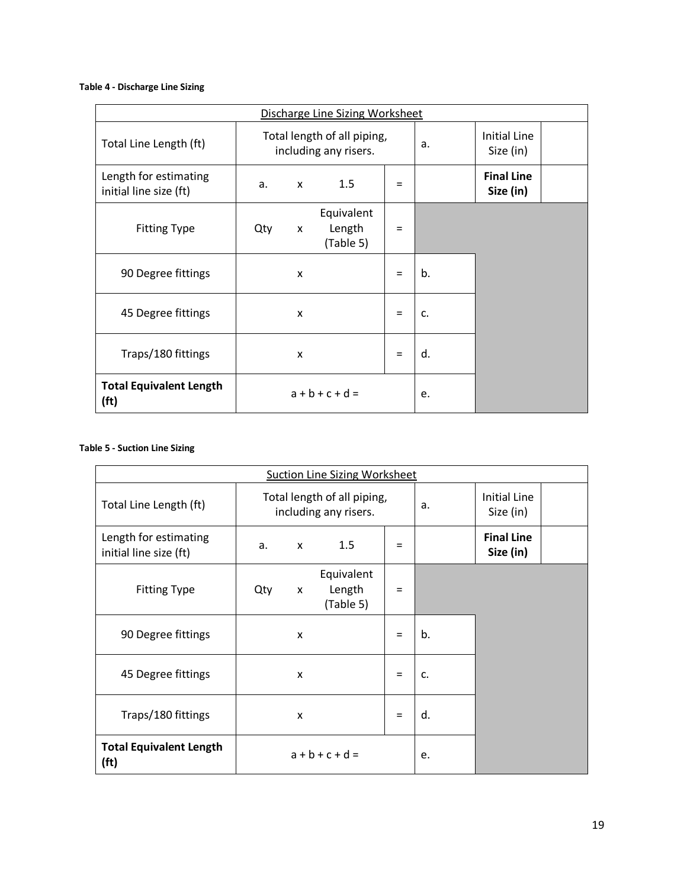**Table 4 - Discharge Line Sizing**

| Discharge Line Sizing Worksheet | | | | | | | |
|---|---|---|---|---|---|---|---|
| Total Line Length (ft) | Total length of all piping, including any risers. | | | | a. | Initial Line Size (in) | |
| Length for estimating initial line size (ft) | a. | x | 1.5 | = | | **Final Line Size (in)** | |
| Fitting Type | Qty | x | Equivalent Length (Table 5) | = | | | |
| 90 Degree fittings | | x | | = | b. | | |
| 45 Degree fittings | | x | | = | c. | | |
| Traps/180 fittings | | x | | = | d. | | |
| **Total Equivalent Length (ft)** | a + b + c + d = | | | | e. | | |

**Table 5 - Suction Line Sizing**

| Suction Line Sizing Worksheet | | | | | | | |
|---|---|---|---|---|---|---|---|
| Total Line Length (ft) | Total length of all piping, including any risers. | | | | a. | Initial Line Size (in) | |
| Length for estimating initial line size (ft) | a. | x | 1.5 | = | | **Final Line Size (in)** | |
| Fitting Type | Qty | x | Equivalent Length (Table 5) | = | | | |
| 90 Degree fittings | | x | | = | b. | | |
| 45 Degree fittings | | x | | = | c. | | |
| Traps/180 fittings | | x | | = | d. | | |
| **Total Equivalent Length (ft)** | a + b + c + d = | | | | e. | | |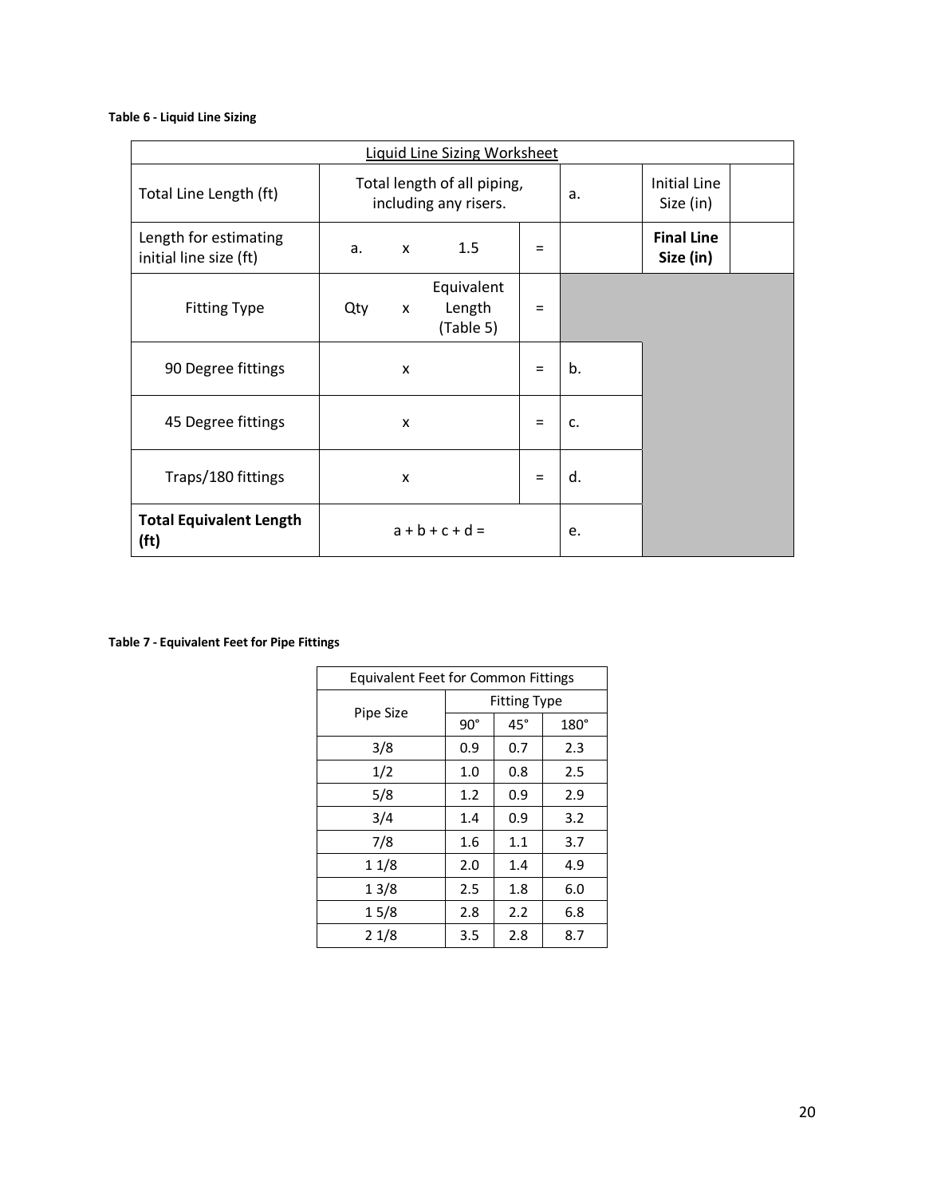**Table 6 - Liquid Line Sizing**

| Liquid Line Sizing Worksheet | | | | | | | |
|---|---|---|---|---|---|---|---|
| Total Line Length (ft) | Total length of all piping, including any risers. | | | | a. | Initial Line Size (in) | |
| Length for estimating initial line size (ft) | a. | x | 1.5 | = | | **Final Line Size (in)** | |
| Fitting Type | Qty | x | Equivalent Length (Table 5) | = | | | |
| 90 Degree fittings | | x | | = | b. | | |
| 45 Degree fittings | | x | | = | c. | | |
| Traps/180 fittings | | x | | = | d. | | |
| **Total Equivalent Length (ft)** | a + b + c + d = | | | | e. | | |

**Table 7 - Equivalent Feet for Pipe Fittings**

| Equivalent Feet for Common Fittings | | | |
|---|---|---|---|
| Pipe Size | Fitting Type | | |
| | 90° | 45° | 180° |
| 3/8 | 0.9 | 0.7 | 2.3 |
| 1/2 | 1.0 | 0.8 | 2.5 |
| 5/8 | 1.2 | 0.9 | 2.9 |
| 3/4 | 1.4 | 0.9 | 3.2 |
| 7/8 | 1.6 | 1.1 | 3.7 |
| 1 1/8 | 2.0 | 1.4 | 4.9 |
| 1 3/8 | 2.5 | 1.8 | 6.0 |
| 1 5/8 | 2.8 | 2.2 | 6.8 |
| 2 1/8 | 3.5 | 2.8 | 8.7 |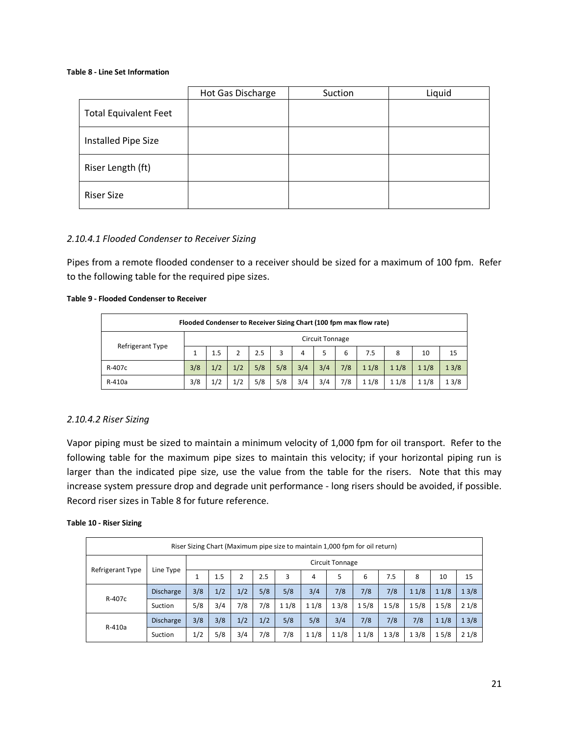**Table 8 - Line Set Information**

| | Hot Gas Discharge | Suction | Liquid |
|---|---|---|---|
| Total Equivalent Feet | | | |
| Installed Pipe Size | | | |
| Riser Length (ft) | | | |
| Riser Size | | | |

### *2.10.4.1 Flooded Condenser to Receiver Sizing*

Pipes from a remote flooded condenser to a receiver should be sized for a maximum of 100 fpm. Refer to the following table for the required pipe sizes.

**Table 9 - Flooded Condenser to Receiver**

| Flooded Condenser to Receiver Sizing Chart (100 fpm max flow rate) | | | | | | | | | | | | |
|---|---|---|---|---|---|---|---|---|---|---|---|---|
| Refrigerant Type | Circuit Tonnage | | | | | | | | | | | |
| | 1 | 1.5 | 2 | 2.5 | 3 | 4 | 5 | 6 | 7.5 | 8 | 10 | 15 |
| R-407c | 3/8 | 1/2 | 1/2 | 5/8 | 5/8 | 3/4 | 3/4 | 7/8 | 1 1/8 | 1 1/8 | 1 1/8 | 1 3/8 |
| R-410a | 3/8 | 1/2 | 1/2 | 5/8 | 5/8 | 3/4 | 3/4 | 7/8 | 1 1/8 | 1 1/8 | 1 1/8 | 1 3/8 |

### *2.10.4.2 Riser Sizing*

Vapor piping must be sized to maintain a minimum velocity of 1,000 fpm for oil transport. Refer to the following table for the maximum pipe sizes to maintain this velocity; if your horizontal piping run is larger than the indicated pipe size, use the value from the table for the risers. Note that this may increase system pressure drop and degrade unit performance - long risers should be avoided, if possible. Record riser sizes in Table 8 for future reference.

**Table 10 - Riser Sizing**

| Riser Sizing Chart (Maximum pipe size to maintain 1,000 fpm for oil return) | | | | | | | | | | | | | |
|---|---|---|---|---|---|---|---|---|---|---|---|---|---|
| Refrigerant Type | Line Type | Circuit Tonnage | | | | | | | | | | | |
| | | 1 | 1.5 | 2 | 2.5 | 3 | 4 | 5 | 6 | 7.5 | 8 | 10 | 15 |
| R-407c | Discharge | 3/8 | 1/2 | 1/2 | 5/8 | 5/8 | 3/4 | 7/8 | 7/8 | 7/8 | 1 1/8 | 1 1/8 | 1 3/8 |
| | Suction | 5/8 | 3/4 | 7/8 | 7/8 | 1 1/8 | 1 1/8 | 1 3/8 | 1 5/8 | 1 5/8 | 1 5/8 | 1 5/8 | 2 1/8 |
| R-410a | Discharge | 3/8 | 3/8 | 1/2 | 1/2 | 5/8 | 5/8 | 3/4 | 7/8 | 7/8 | 7/8 | 1 1/8 | 1 3/8 |
| | Suction | 1/2 | 5/8 | 3/4 | 7/8 | 7/8 | 1 1/8 | 1 1/8 | 1 1/8 | 1 3/8 | 1 3/8 | 1 5/8 | 2 1/8 |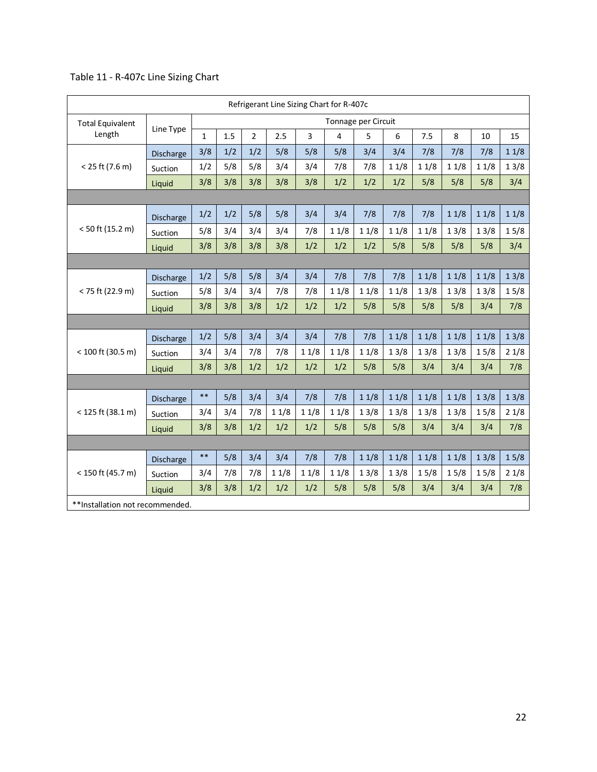Table 11 - R-407c Line Sizing Chart

| Refrigerant Line Sizing Chart for R-407c | | | | | | | | | | | | | |
|---|---|---|---|---|---|---|---|---|---|---|---|---|---|
| Total Equivalent Length | Line Type | Tonnage per Circuit | | | | | | | | | | | |
| | | 1 | 1.5 | 2 | 2.5 | 3 | 4 | 5 | 6 | 7.5 | 8 | 10 | 15 |
| < 25 ft (7.6 m) | Discharge | 3/8 | 1/2 | 1/2 | 5/8 | 5/8 | 5/8 | 3/4 | 3/4 | 7/8 | 7/8 | 7/8 | 1 1/8 |
| | Suction | 1/2 | 5/8 | 5/8 | 3/4 | 3/4 | 7/8 | 7/8 | 1 1/8 | 1 1/8 | 1 1/8 | 1 1/8 | 1 3/8 |
| | Liquid | 3/8 | 3/8 | 3/8 | 3/8 | 3/8 | 1/2 | 1/2 | 1/2 | 5/8 | 5/8 | 5/8 | 3/4 |
| < 50 ft (15.2 m) | Discharge | 1/2 | 1/2 | 5/8 | 5/8 | 3/4 | 3/4 | 7/8 | 7/8 | 7/8 | 1 1/8 | 1 1/8 | 1 1/8 |
| | Suction | 5/8 | 3/4 | 3/4 | 3/4 | 7/8 | 1 1/8 | 1 1/8 | 1 1/8 | 1 1/8 | 1 3/8 | 1 3/8 | 1 5/8 |
| | Liquid | 3/8 | 3/8 | 3/8 | 3/8 | 1/2 | 1/2 | 1/2 | 5/8 | 5/8 | 5/8 | 5/8 | 3/4 |
| < 75 ft (22.9 m) | Discharge | 1/2 | 5/8 | 5/8 | 3/4 | 3/4 | 7/8 | 7/8 | 7/8 | 1 1/8 | 1 1/8 | 1 1/8 | 1 3/8 |
| | Suction | 5/8 | 3/4 | 3/4 | 7/8 | 7/8 | 1 1/8 | 1 1/8 | 1 1/8 | 1 3/8 | 1 3/8 | 1 3/8 | 1 5/8 |
| | Liquid | 3/8 | 3/8 | 3/8 | 1/2 | 1/2 | 1/2 | 5/8 | 5/8 | 5/8 | 5/8 | 3/4 | 7/8 |
| < 100 ft (30.5 m) | Discharge | 1/2 | 5/8 | 3/4 | 3/4 | 3/4 | 7/8 | 7/8 | 1 1/8 | 1 1/8 | 1 1/8 | 1 1/8 | 1 3/8 |
| | Suction | 3/4 | 3/4 | 7/8 | 7/8 | 1 1/8 | 1 1/8 | 1 1/8 | 1 3/8 | 1 3/8 | 1 3/8 | 1 5/8 | 2 1/8 |
| | Liquid | 3/8 | 3/8 | 1/2 | 1/2 | 1/2 | 1/2 | 5/8 | 5/8 | 3/4 | 3/4 | 3/4 | 7/8 |
| < 125 ft (38.1 m) | Discharge | ** | 5/8 | 3/4 | 3/4 | 7/8 | 7/8 | 1 1/8 | 1 1/8 | 1 1/8 | 1 1/8 | 1 3/8 | 1 3/8 |
| | Suction | 3/4 | 3/4 | 7/8 | 1 1/8 | 1 1/8 | 1 1/8 | 1 3/8 | 1 3/8 | 1 3/8 | 1 3/8 | 1 5/8 | 2 1/8 |
| | Liquid | 3/8 | 3/8 | 1/2 | 1/2 | 1/2 | 5/8 | 5/8 | 5/8 | 3/4 | 3/4 | 3/4 | 7/8 |
| < 150 ft (45.7 m) | Discharge | ** | 5/8 | 3/4 | 3/4 | 7/8 | 7/8 | 1 1/8 | 1 1/8 | 1 1/8 | 1 1/8 | 1 3/8 | 1 5/8 |
| | Suction | 3/4 | 7/8 | 7/8 | 1 1/8 | 1 1/8 | 1 1/8 | 1 3/8 | 1 3/8 | 1 5/8 | 1 5/8 | 1 5/8 | 2 1/8 |
| | Liquid | 3/8 | 3/8 | 1/2 | 1/2 | 1/2 | 5/8 | 5/8 | 5/8 | 3/4 | 3/4 | 3/4 | 7/8 |

**Installation not recommended.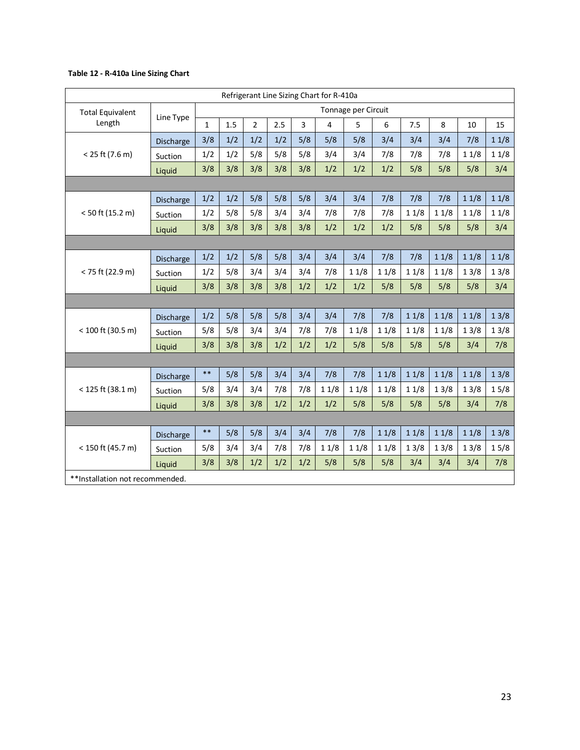**Table 12 - R-410a Line Sizing Chart**

| Refrigerant Line Sizing Chart for R-410a | | | | | | | | | | | | | |
|---|---|---|---|---|---|---|---|---|---|---|---|---|---|
| Total Equivalent Length | Line Type | Tonnage per Circuit | | | | | | | | | | | |
| | | 1 | 1.5 | 2 | 2.5 | 3 | 4 | 5 | 6 | 7.5 | 8 | 10 | 15 |
| < 25 ft (7.6 m) | Discharge | 3/8 | 1/2 | 1/2 | 1/2 | 5/8 | 5/8 | 5/8 | 3/4 | 3/4 | 3/4 | 7/8 | 1 1/8 |
| | Suction | 1/2 | 1/2 | 5/8 | 5/8 | 5/8 | 3/4 | 3/4 | 7/8 | 7/8 | 7/8 | 1 1/8 | 1 1/8 |
| | Liquid | 3/8 | 3/8 | 3/8 | 3/8 | 3/8 | 1/2 | 1/2 | 1/2 | 5/8 | 5/8 | 5/8 | 3/4 |
| < 50 ft (15.2 m) | Discharge | 1/2 | 1/2 | 5/8 | 5/8 | 5/8 | 3/4 | 3/4 | 7/8 | 7/8 | 7/8 | 1 1/8 | 1 1/8 |
| | Suction | 1/2 | 5/8 | 5/8 | 3/4 | 3/4 | 7/8 | 7/8 | 7/8 | 1 1/8 | 1 1/8 | 1 1/8 | 1 1/8 |
| | Liquid | 3/8 | 3/8 | 3/8 | 3/8 | 3/8 | 1/2 | 1/2 | 1/2 | 5/8 | 5/8 | 5/8 | 3/4 |
| < 75 ft (22.9 m) | Discharge | 1/2 | 1/2 | 5/8 | 5/8 | 3/4 | 3/4 | 3/4 | 7/8 | 7/8 | 1 1/8 | 1 1/8 | 1 1/8 |
| | Suction | 1/2 | 5/8 | 3/4 | 3/4 | 3/4 | 7/8 | 1 1/8 | 1 1/8 | 1 1/8 | 1 1/8 | 1 3/8 | 1 3/8 |
| | Liquid | 3/8 | 3/8 | 3/8 | 3/8 | 1/2 | 1/2 | 1/2 | 5/8 | 5/8 | 5/8 | 5/8 | 3/4 |
| < 100 ft (30.5 m) | Discharge | 1/2 | 5/8 | 5/8 | 5/8 | 3/4 | 3/4 | 7/8 | 7/8 | 1 1/8 | 1 1/8 | 1 1/8 | 1 3/8 |
| | Suction | 5/8 | 5/8 | 3/4 | 3/4 | 7/8 | 7/8 | 1 1/8 | 1 1/8 | 1 1/8 | 1 1/8 | 1 3/8 | 1 3/8 |
| | Liquid | 3/8 | 3/8 | 3/8 | 1/2 | 1/2 | 1/2 | 5/8 | 5/8 | 5/8 | 5/8 | 3/4 | 7/8 |
| < 125 ft (38.1 m) | Discharge | ** | 5/8 | 5/8 | 3/4 | 3/4 | 7/8 | 7/8 | 1 1/8 | 1 1/8 | 1 1/8 | 1 1/8 | 1 3/8 |
| | Suction | 5/8 | 3/4 | 3/4 | 7/8 | 7/8 | 1 1/8 | 1 1/8 | 1 1/8 | 1 1/8 | 1 3/8 | 1 3/8 | 1 5/8 |
| | Liquid | 3/8 | 3/8 | 3/8 | 1/2 | 1/2 | 1/2 | 5/8 | 5/8 | 5/8 | 5/8 | 3/4 | 7/8 |
| < 150 ft (45.7 m) | Discharge | ** | 5/8 | 5/8 | 3/4 | 3/4 | 7/8 | 7/8 | 1 1/8 | 1 1/8 | 1 1/8 | 1 1/8 | 1 3/8 |
| | Suction | 5/8 | 3/4 | 3/4 | 7/8 | 7/8 | 1 1/8 | 1 1/8 | 1 1/8 | 1 3/8 | 1 3/8 | 1 3/8 | 1 5/8 |
| | Liquid | 3/8 | 3/8 | 1/2 | 1/2 | 1/2 | 5/8 | 5/8 | 5/8 | 3/4 | 3/4 | 3/4 | 7/8 |

**Installation not recommended.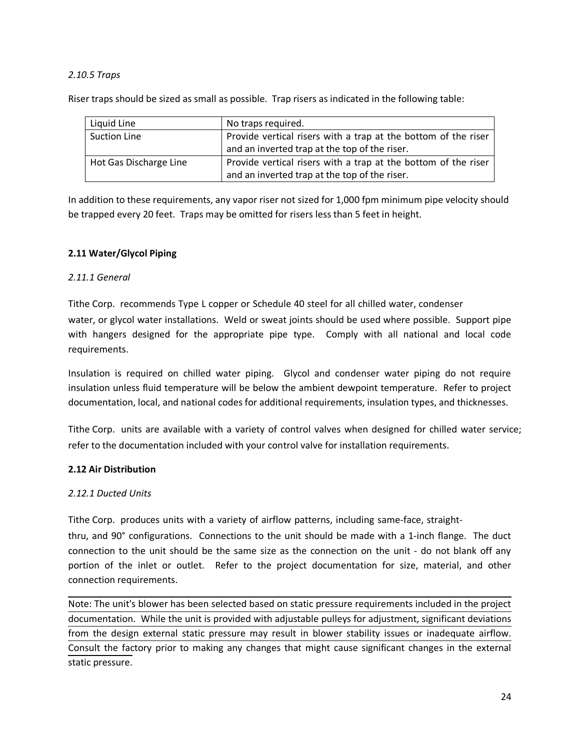*2.10.5 Traps*

Riser traps should be sized as small as possible. Trap risers as indicated in the following table:

| Liquid Line | No traps required. |
|---|---|
| Suction Line | Provide vertical risers with a trap at the bottom of the riser and an inverted trap at the top of the riser. |
| Hot Gas Discharge Line | Provide vertical risers with a trap at the bottom of the riser and an inverted trap at the top of the riser. |

In addition to these requirements, any vapor riser not sized for 1,000 fpm minimum pipe velocity should be trapped every 20 feet. Traps may be omitted for risers less than 5 feet in height.

## 2.11 Water/Glycol Piping

*2.11.1 General*

Tithe Corp. recommends Type L copper or Schedule 40 steel for all chilled water, condenser water, or glycol water installations. Weld or sweat joints should be used where possible. Support pipe with hangers designed for the appropriate pipe type. Comply with all national and local code requirements.

Insulation is required on chilled water piping. Glycol and condenser water piping do not require insulation unless fluid temperature will be below the ambient dewpoint temperature. Refer to project documentation, local, and national codes for additional requirements, insulation types, and thicknesses.

Tithe Corp. units are available with a variety of control valves when designed for chilled water service; refer to the documentation included with your control valve for installation requirements.

## 2.12 Air Distribution

*2.12.1 Ducted Units*

Tithe Corp. produces units with a variety of airflow patterns, including same-face, straight-thru, and 90° configurations. Connections to the unit should be made with a 1-inch flange. The duct connection to the unit should be the same size as the connection on the unit - do not blank off any portion of the inlet or outlet. Refer to the project documentation for size, material, and other connection requirements.

Note: The unit's blower has been selected based on static pressure requirements included in the project documentation. While the unit is provided with adjustable pulleys for adjustment, significant deviations from the design external static pressure may result in blower stability issues or inadequate airflow. Consult the factory prior to making any changes that might cause significant changes in the external static pressure.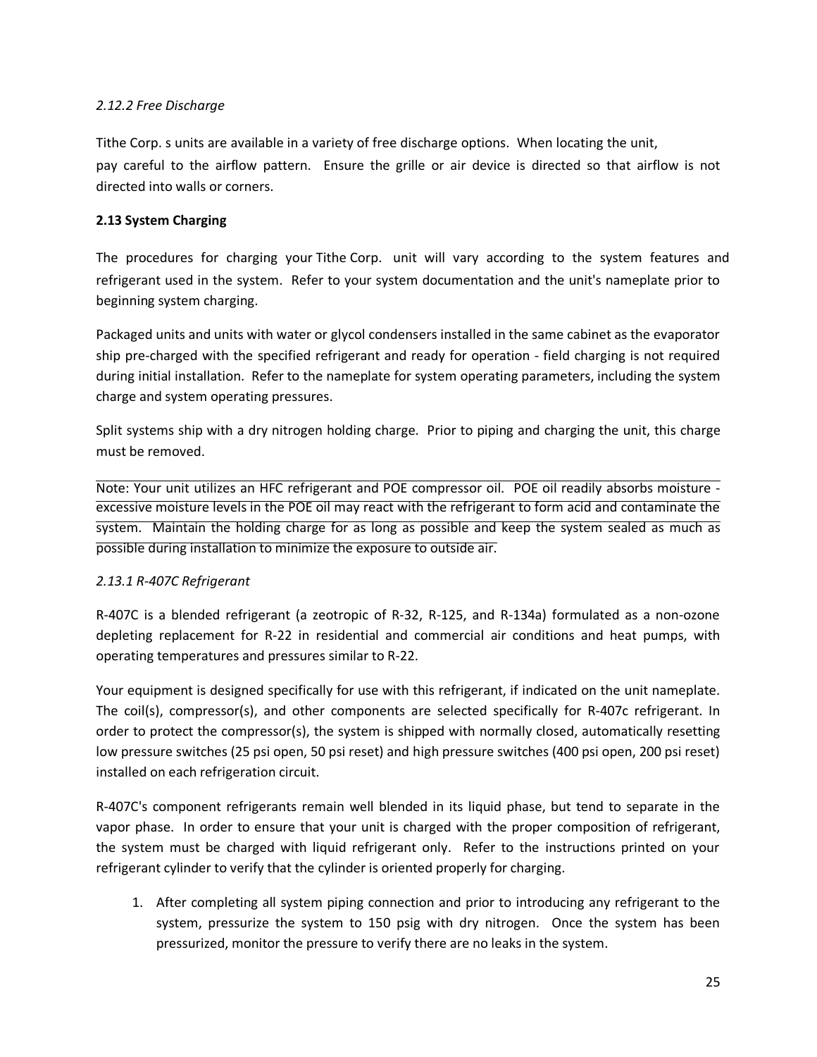*2.12.2 Free Discharge*

Tithe Corp. s units are available in a variety of free discharge options. When locating the unit, pay careful to the airflow pattern. Ensure the grille or air device is directed so that airflow is not directed into walls or corners.

**2.13 System Charging**

The procedures for charging your Tithe Corp. unit will vary according to the system features and refrigerant used in the system. Refer to your system documentation and the unit's nameplate prior to beginning system charging.

Packaged units and units with water or glycol condensers installed in the same cabinet as the evaporator ship pre-charged with the specified refrigerant and ready for operation - field charging is not required during initial installation. Refer to the nameplate for system operating parameters, including the system charge and system operating pressures.

Split systems ship with a dry nitrogen holding charge. Prior to piping and charging the unit, this charge must be removed.

Note: Your unit utilizes an HFC refrigerant and POE compressor oil. POE oil readily absorbs moisture - excessive moisture levels in the POE oil may react with the refrigerant to form acid and contaminate the system. Maintain the holding charge for as long as possible and keep the system sealed as much as possible during installation to minimize the exposure to outside air.

*2.13.1 R-407C Refrigerant*

R-407C is a blended refrigerant (a zeotropic of R-32, R-125, and R-134a) formulated as a non-ozone depleting replacement for R-22 in residential and commercial air conditions and heat pumps, with operating temperatures and pressures similar to R-22.

Your equipment is designed specifically for use with this refrigerant, if indicated on the unit nameplate. The coil(s), compressor(s), and other components are selected specifically for R-407c refrigerant. In order to protect the compressor(s), the system is shipped with normally closed, automatically resetting low pressure switches (25 psi open, 50 psi reset) and high pressure switches (400 psi open, 200 psi reset) installed on each refrigeration circuit.

R-407C's component refrigerants remain well blended in its liquid phase, but tend to separate in the vapor phase. In order to ensure that your unit is charged with the proper composition of refrigerant, the system must be charged with liquid refrigerant only. Refer to the instructions printed on your refrigerant cylinder to verify that the cylinder is oriented properly for charging.

1. After completing all system piping connection and prior to introducing any refrigerant to the system, pressurize the system to 150 psig with dry nitrogen. Once the system has been pressurized, monitor the pressure to verify there are no leaks in the system.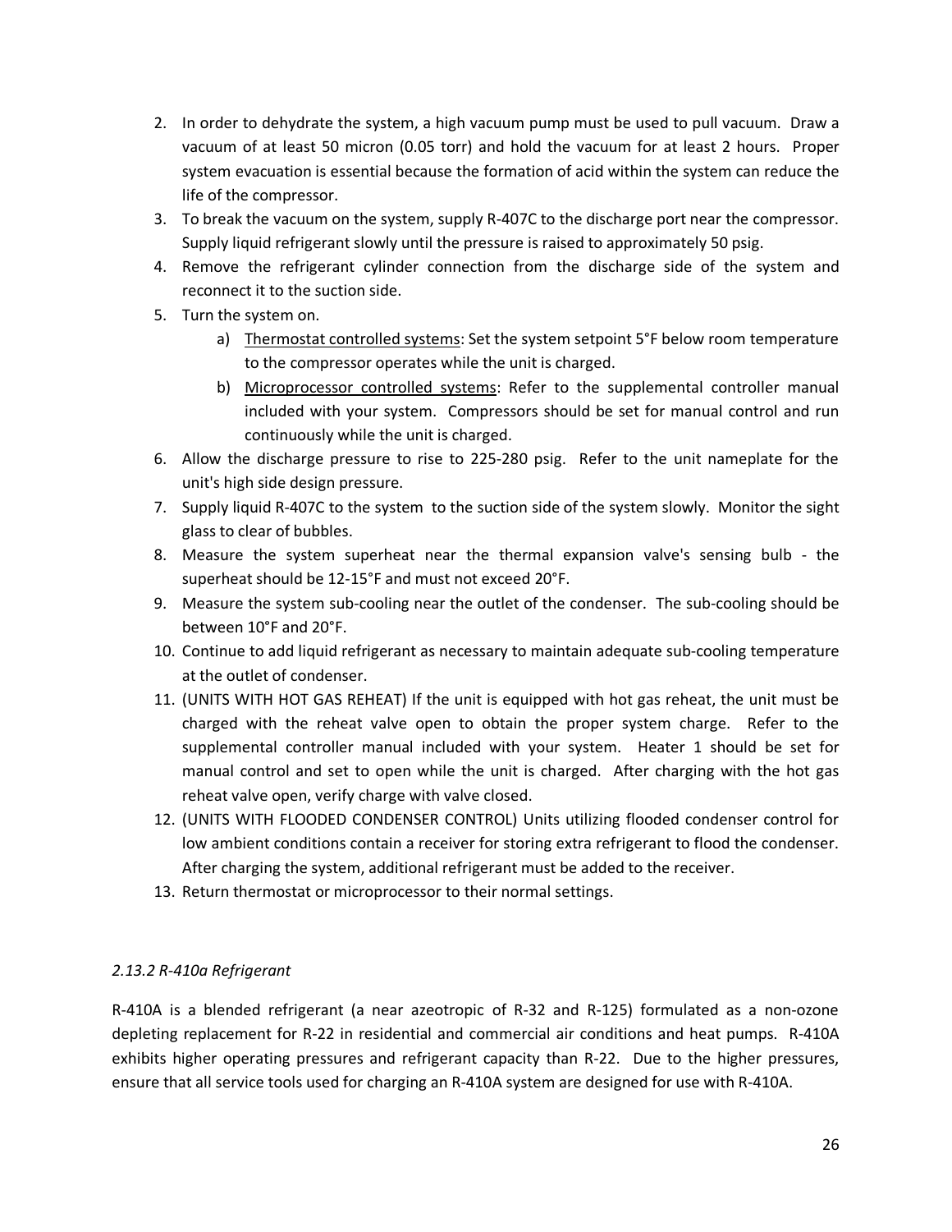2. In order to dehydrate the system, a high vacuum pump must be used to pull vacuum. Draw a vacuum of at least 50 micron (0.05 torr) and hold the vacuum for at least 2 hours. Proper system evacuation is essential because the formation of acid within the system can reduce the life of the compressor.
3. To break the vacuum on the system, supply R-407C to the discharge port near the compressor. Supply liquid refrigerant slowly until the pressure is raised to approximately 50 psig.
4. Remove the refrigerant cylinder connection from the discharge side of the system and reconnect it to the suction side.
5. Turn the system on.
   a) Thermostat controlled systems: Set the system setpoint 5°F below room temperature to the compressor operates while the unit is charged.
   b) Microprocessor controlled systems: Refer to the supplemental controller manual included with your system. Compressors should be set for manual control and run continuously while the unit is charged.
6. Allow the discharge pressure to rise to 225-280 psig. Refer to the unit nameplate for the unit's high side design pressure.
7. Supply liquid R-407C to the system to the suction side of the system slowly. Monitor the sight glass to clear of bubbles.
8. Measure the system superheat near the thermal expansion valve's sensing bulb - the superheat should be 12-15°F and must not exceed 20°F.
9. Measure the system sub-cooling near the outlet of the condenser. The sub-cooling should be between 10°F and 20°F.
10. Continue to add liquid refrigerant as necessary to maintain adequate sub-cooling temperature at the outlet of condenser.
11. (UNITS WITH HOT GAS REHEAT) If the unit is equipped with hot gas reheat, the unit must be charged with the reheat valve open to obtain the proper system charge. Refer to the supplemental controller manual included with your system. Heater 1 should be set for manual control and set to open while the unit is charged. After charging with the hot gas reheat valve open, verify charge with valve closed.
12. (UNITS WITH FLOODED CONDENSER CONTROL) Units utilizing flooded condenser control for low ambient conditions contain a receiver for storing extra refrigerant to flood the condenser. After charging the system, additional refrigerant must be added to the receiver.
13. Return thermostat or microprocessor to their normal settings.

### *2.13.2 R-410a Refrigerant*

R-410A is a blended refrigerant (a near azeotropic of R-32 and R-125) formulated as a non-ozone depleting replacement for R-22 in residential and commercial air conditions and heat pumps. R-410A exhibits higher operating pressures and refrigerant capacity than R-22. Due to the higher pressures, ensure that all service tools used for charging an R-410A system are designed for use with R-410A.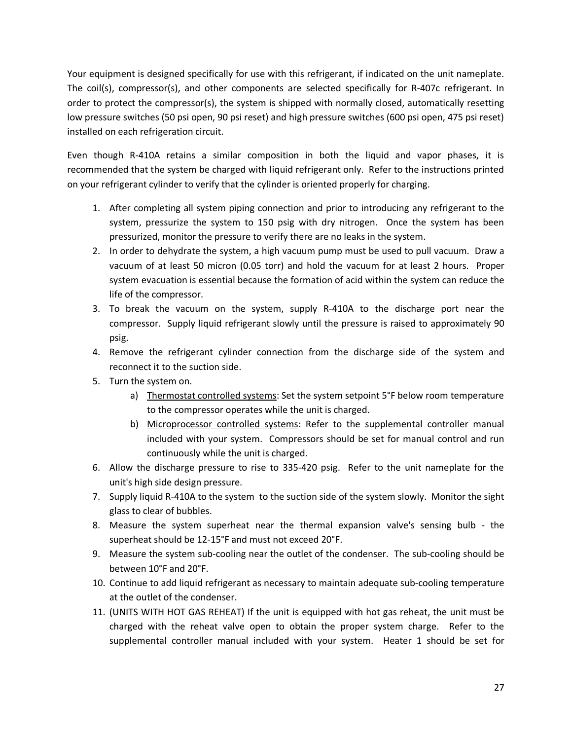Your equipment is designed specifically for use with this refrigerant, if indicated on the unit nameplate. The coil(s), compressor(s), and other components are selected specifically for R-407c refrigerant. In order to protect the compressor(s), the system is shipped with normally closed, automatically resetting low pressure switches (50 psi open, 90 psi reset) and high pressure switches (600 psi open, 475 psi reset) installed on each refrigeration circuit.

Even though R-410A retains a similar composition in both the liquid and vapor phases, it is recommended that the system be charged with liquid refrigerant only. Refer to the instructions printed on your refrigerant cylinder to verify that the cylinder is oriented properly for charging.

1. After completing all system piping connection and prior to introducing any refrigerant to the system, pressurize the system to 150 psig with dry nitrogen. Once the system has been pressurized, monitor the pressure to verify there are no leaks in the system.
2. In order to dehydrate the system, a high vacuum pump must be used to pull vacuum. Draw a vacuum of at least 50 micron (0.05 torr) and hold the vacuum for at least 2 hours. Proper system evacuation is essential because the formation of acid within the system can reduce the life of the compressor.
3. To break the vacuum on the system, supply R-410A to the discharge port near the compressor. Supply liquid refrigerant slowly until the pressure is raised to approximately 90 psig.
4. Remove the refrigerant cylinder connection from the discharge side of the system and reconnect it to the suction side.
5. Turn the system on.
   a) Thermostat controlled systems: Set the system setpoint 5°F below room temperature to the compressor operates while the unit is charged.
   b) Microprocessor controlled systems: Refer to the supplemental controller manual included with your system. Compressors should be set for manual control and run continuously while the unit is charged.
6. Allow the discharge pressure to rise to 335-420 psig. Refer to the unit nameplate for the unit's high side design pressure.
7. Supply liquid R-410A to the system to the suction side of the system slowly. Monitor the sight glass to clear of bubbles.
8. Measure the system superheat near the thermal expansion valve's sensing bulb - the superheat should be 12-15°F and must not exceed 20°F.
9. Measure the system sub-cooling near the outlet of the condenser. The sub-cooling should be between 10°F and 20°F.
10. Continue to add liquid refrigerant as necessary to maintain adequate sub-cooling temperature at the outlet of the condenser.
11. (UNITS WITH HOT GAS REHEAT) If the unit is equipped with hot gas reheat, the unit must be charged with the reheat valve open to obtain the proper system charge. Refer to the supplemental controller manual included with your system. Heater 1 should be set for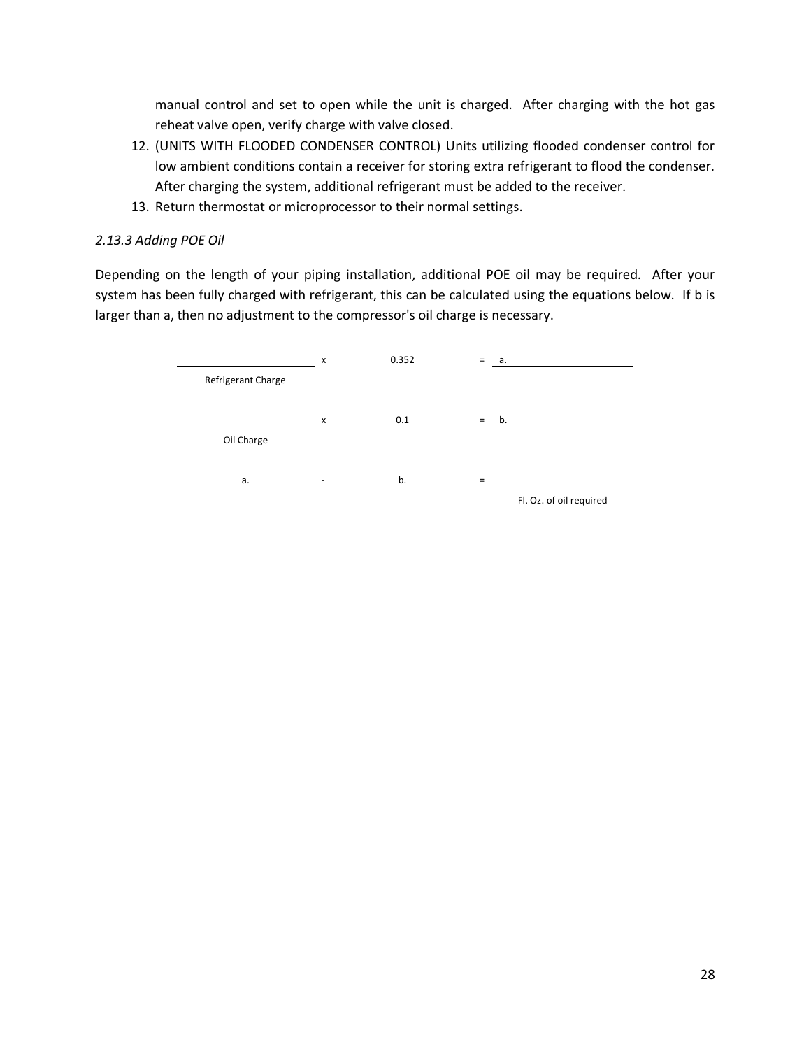manual control and set to open while the unit is charged. After charging with the hot gas reheat valve open, verify charge with valve closed.

12. (UNITS WITH FLOODED CONDENSER CONTROL) Units utilizing flooded condenser control for low ambient conditions contain a receiver for storing extra refrigerant to flood the condenser. After charging the system, additional refrigerant must be added to the receiver.
13. Return thermostat or microprocessor to their normal settings.

### *2.13.3 Adding POE Oil*

Depending on the length of your piping installation, additional POE oil may be required. After your system has been fully charged with refrigerant, this can be calculated using the equations below. If b is larger than a, then no adjustment to the compressor's oil charge is necessary.

| | | | | |
|---|---|---|---|---|
| ____________________ <br> Refrigerant Charge | x | 0.352 | = | a. ____________________ |
| ____________________ <br> Oil Charge | x | 0.1 | = | b. ____________________ |
| a. | - | b. | = | ____________________ <br> Fl. Oz. of oil required |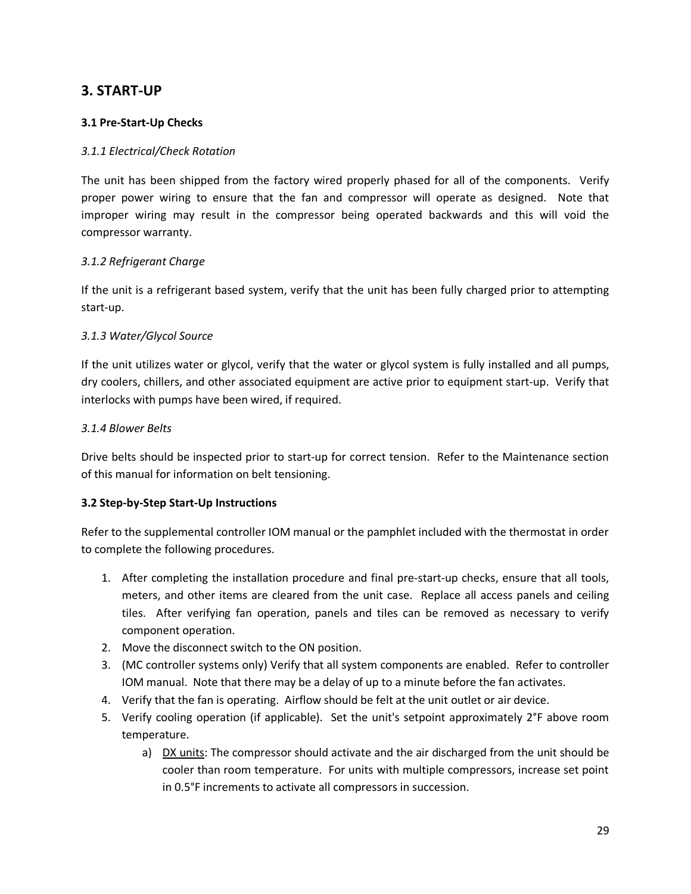# 3. START-UP

### 3.1 Pre-Start-Up Checks

*3.1.1 Electrical/Check Rotation*

The unit has been shipped from the factory wired properly phased for all of the components. Verify proper power wiring to ensure that the fan and compressor will operate as designed. Note that improper wiring may result in the compressor being operated backwards and this will void the compressor warranty.

*3.1.2 Refrigerant Charge*

If the unit is a refrigerant based system, verify that the unit has been fully charged prior to attempting start-up.

*3.1.3 Water/Glycol Source*

If the unit utilizes water or glycol, verify that the water or glycol system is fully installed and all pumps, dry coolers, chillers, and other associated equipment are active prior to equipment start-up. Verify that interlocks with pumps have been wired, if required.

*3.1.4 Blower Belts*

Drive belts should be inspected prior to start-up for correct tension. Refer to the Maintenance section of this manual for information on belt tensioning.

### 3.2 Step-by-Step Start-Up Instructions

Refer to the supplemental controller IOM manual or the pamphlet included with the thermostat in order to complete the following procedures.

1. After completing the installation procedure and final pre-start-up checks, ensure that all tools, meters, and other items are cleared from the unit case. Replace all access panels and ceiling tiles. After verifying fan operation, panels and tiles can be removed as necessary to verify component operation.
2. Move the disconnect switch to the ON position.
3. (MC controller systems only) Verify that all system components are enabled. Refer to controller IOM manual. Note that there may be a delay of up to a minute before the fan activates.
4. Verify that the fan is operating. Airflow should be felt at the unit outlet or air device.
5. Verify cooling operation (if applicable). Set the unit's setpoint approximately 2°F above room temperature.
   a) <u>DX units</u>: The compressor should activate and the air discharged from the unit should be cooler than room temperature. For units with multiple compressors, increase set point in 0.5°F increments to activate all compressors in succession.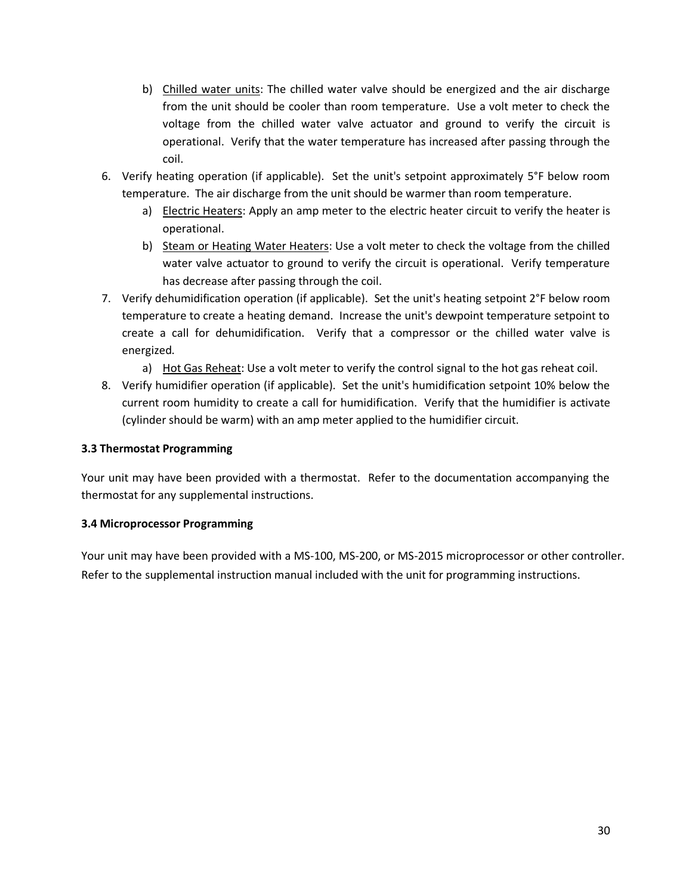b) Chilled water units: The chilled water valve should be energized and the air discharge from the unit should be cooler than room temperature. Use a volt meter to check the voltage from the chilled water valve actuator and ground to verify the circuit is operational. Verify that the water temperature has increased after passing through the coil.

6. Verify heating operation (if applicable). Set the unit's setpoint approximately 5°F below room temperature. The air discharge from the unit should be warmer than room temperature.
   a) Electric Heaters: Apply an amp meter to the electric heater circuit to verify the heater is operational.
   b) Steam or Heating Water Heaters: Use a volt meter to check the voltage from the chilled water valve actuator to ground to verify the circuit is operational. Verify temperature has decrease after passing through the coil.
7. Verify dehumidification operation (if applicable). Set the unit's heating setpoint 2°F below room temperature to create a heating demand. Increase the unit's dewpoint temperature setpoint to create a call for dehumidification. Verify that a compressor or the chilled water valve is energized.
   a) Hot Gas Reheat: Use a volt meter to verify the control signal to the hot gas reheat coil.
8. Verify humidifier operation (if applicable). Set the unit's humidification setpoint 10% below the current room humidity to create a call for humidification. Verify that the humidifier is activate (cylinder should be warm) with an amp meter applied to the humidifier circuit.

### 3.3 Thermostat Programming

Your unit may have been provided with a thermostat. Refer to the documentation accompanying the thermostat for any supplemental instructions.

### 3.4 Microprocessor Programming

Your unit may have been provided with a MS-100, MS-200, or MS-2015 microprocessor or other controller. Refer to the supplemental instruction manual included with the unit for programming instructions.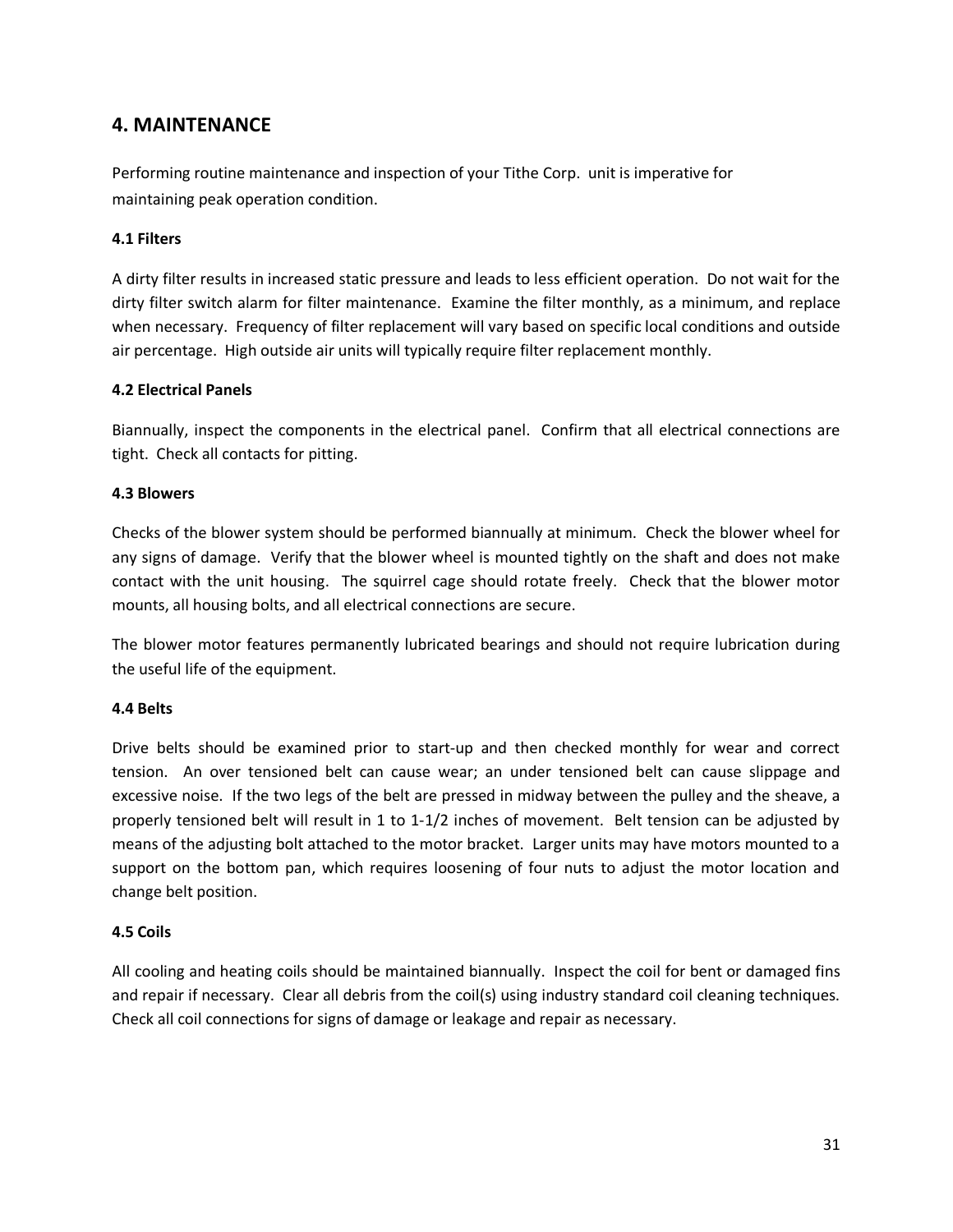## 4. MAINTENANCE

Performing routine maintenance and inspection of your Tithe Corp. unit is imperative for maintaining peak operation condition.

### 4.1 Filters

A dirty filter results in increased static pressure and leads to less efficient operation. Do not wait for the dirty filter switch alarm for filter maintenance. Examine the filter monthly, as a minimum, and replace when necessary. Frequency of filter replacement will vary based on specific local conditions and outside air percentage. High outside air units will typically require filter replacement monthly.

### 4.2 Electrical Panels

Biannually, inspect the components in the electrical panel. Confirm that all electrical connections are tight. Check all contacts for pitting.

### 4.3 Blowers

Checks of the blower system should be performed biannually at minimum. Check the blower wheel for any signs of damage. Verify that the blower wheel is mounted tightly on the shaft and does not make contact with the unit housing. The squirrel cage should rotate freely. Check that the blower motor mounts, all housing bolts, and all electrical connections are secure.

The blower motor features permanently lubricated bearings and should not require lubrication during the useful life of the equipment.

### 4.4 Belts

Drive belts should be examined prior to start-up and then checked monthly for wear and correct tension. An over tensioned belt can cause wear; an under tensioned belt can cause slippage and excessive noise. If the two legs of the belt are pressed in midway between the pulley and the sheave, a properly tensioned belt will result in 1 to 1-1/2 inches of movement. Belt tension can be adjusted by means of the adjusting bolt attached to the motor bracket. Larger units may have motors mounted to a support on the bottom pan, which requires loosening of four nuts to adjust the motor location and change belt position.

### 4.5 Coils

All cooling and heating coils should be maintained biannually. Inspect the coil for bent or damaged fins and repair if necessary. Clear all debris from the coil(s) using industry standard coil cleaning techniques. Check all coil connections for signs of damage or leakage and repair as necessary.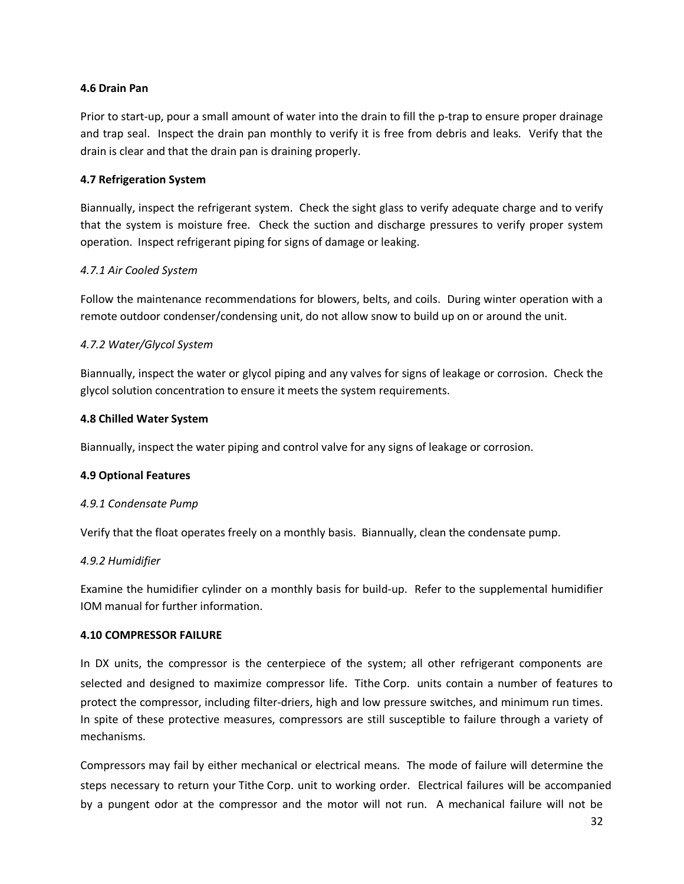**4.6 Drain Pan**

Prior to start-up, pour a small amount of water into the drain to fill the p-trap to ensure proper drainage and trap seal. Inspect the drain pan monthly to verify it is free from debris and leaks. Verify that the drain is clear and that the drain pan is draining properly.

**4.7 Refrigeration System**

Biannually, inspect the refrigerant system. Check the sight glass to verify adequate charge and to verify that the system is moisture free. Check the suction and discharge pressures to verify proper system operation. Inspect refrigerant piping for signs of damage or leaking.

*4.7.1 Air Cooled System*

Follow the maintenance recommendations for blowers, belts, and coils. During winter operation with a remote outdoor condenser/condensing unit, do not allow snow to build up on or around the unit.

*4.7.2 Water/Glycol System*

Biannually, inspect the water or glycol piping and any valves for signs of leakage or corrosion. Check the glycol solution concentration to ensure it meets the system requirements.

**4.8 Chilled Water System**

Biannually, inspect the water piping and control valve for any signs of leakage or corrosion.

**4.9 Optional Features**

*4.9.1 Condensate Pump*

Verify that the float operates freely on a monthly basis. Biannually, clean the condensate pump.

*4.9.2 Humidifier*

Examine the humidifier cylinder on a monthly basis for build-up. Refer to the supplemental humidifier IOM manual for further information.

**4.10 COMPRESSOR FAILURE**

In DX units, the compressor is the centerpiece of the system; all other refrigerant components are selected and designed to maximize compressor life. Tithe Corp. units contain a number of features to protect the compressor, including filter-driers, high and low pressure switches, and minimum run times. In spite of these protective measures, compressors are still susceptible to failure through a variety of mechanisms.

Compressors may fail by either mechanical or electrical means. The mode of failure will determine the steps necessary to return your Tithe Corp. unit to working order. Electrical failures will be accompanied by a pungent odor at the compressor and the motor will not run. A mechanical failure will not be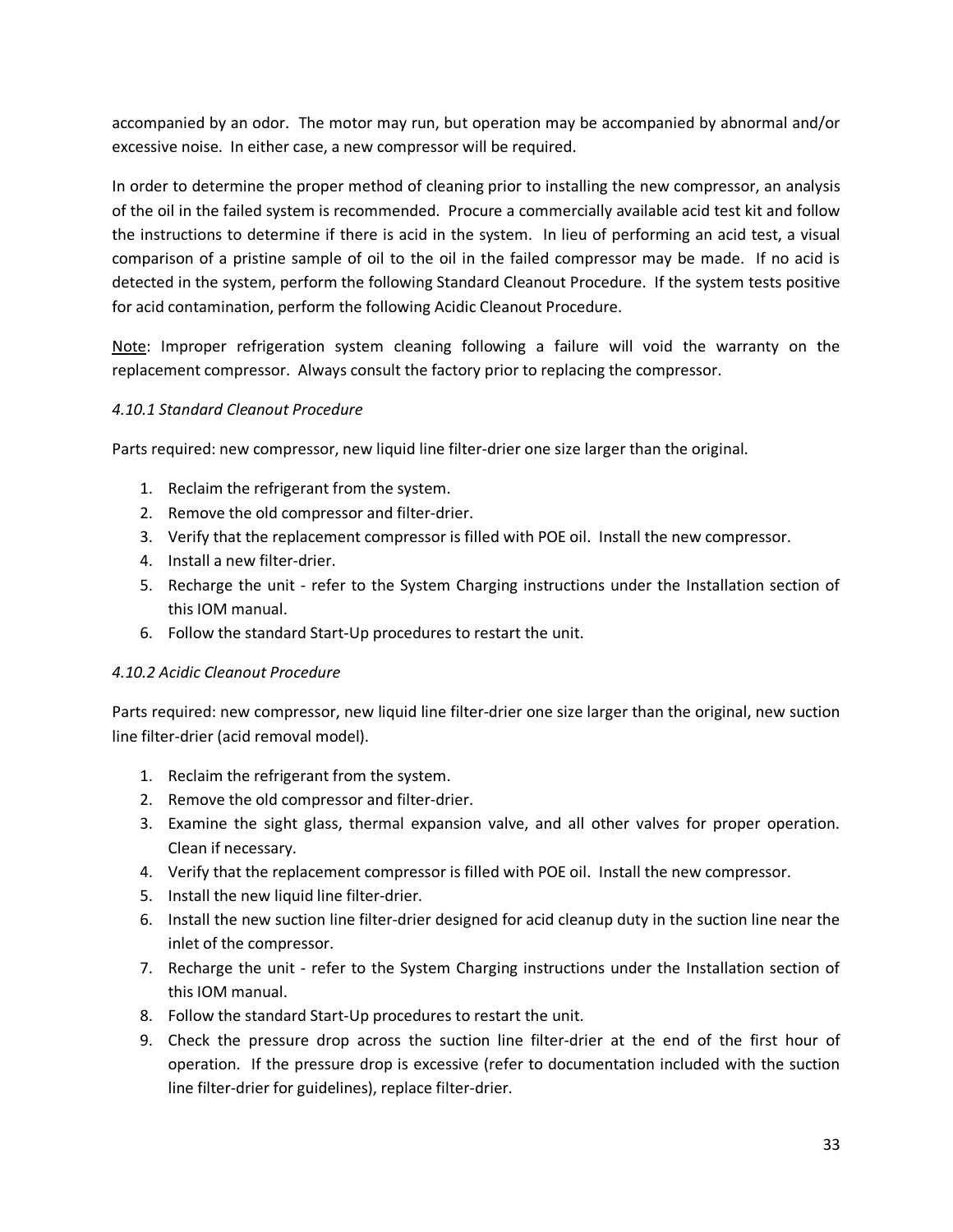accompanied by an odor. The motor may run, but operation may be accompanied by abnormal and/or excessive noise. In either case, a new compressor will be required.

In order to determine the proper method of cleaning prior to installing the new compressor, an analysis of the oil in the failed system is recommended. Procure a commercially available acid test kit and follow the instructions to determine if there is acid in the system. In lieu of performing an acid test, a visual comparison of a pristine sample of oil to the oil in the failed compressor may be made. If no acid is detected in the system, perform the following Standard Cleanout Procedure. If the system tests positive for acid contamination, perform the following Acidic Cleanout Procedure.

<u>Note</u>: Improper refrigeration system cleaning following a failure will void the warranty on the replacement compressor. Always consult the factory prior to replacing the compressor.

### *4.10.1 Standard Cleanout Procedure*

Parts required: new compressor, new liquid line filter-drier one size larger than the original.

1. Reclaim the refrigerant from the system.
2. Remove the old compressor and filter-drier.
3. Verify that the replacement compressor is filled with POE oil. Install the new compressor.
4. Install a new filter-drier.
5. Recharge the unit - refer to the System Charging instructions under the Installation section of this IOM manual.
6. Follow the standard Start-Up procedures to restart the unit.

### *4.10.2 Acidic Cleanout Procedure*

Parts required: new compressor, new liquid line filter-drier one size larger than the original, new suction line filter-drier (acid removal model).

1. Reclaim the refrigerant from the system.
2. Remove the old compressor and filter-drier.
3. Examine the sight glass, thermal expansion valve, and all other valves for proper operation. Clean if necessary.
4. Verify that the replacement compressor is filled with POE oil. Install the new compressor.
5. Install the new liquid line filter-drier.
6. Install the new suction line filter-drier designed for acid cleanup duty in the suction line near the inlet of the compressor.
7. Recharge the unit - refer to the System Charging instructions under the Installation section of this IOM manual.
8. Follow the standard Start-Up procedures to restart the unit.
9. Check the pressure drop across the suction line filter-drier at the end of the first hour of operation. If the pressure drop is excessive (refer to documentation included with the suction line filter-drier for guidelines), replace filter-drier.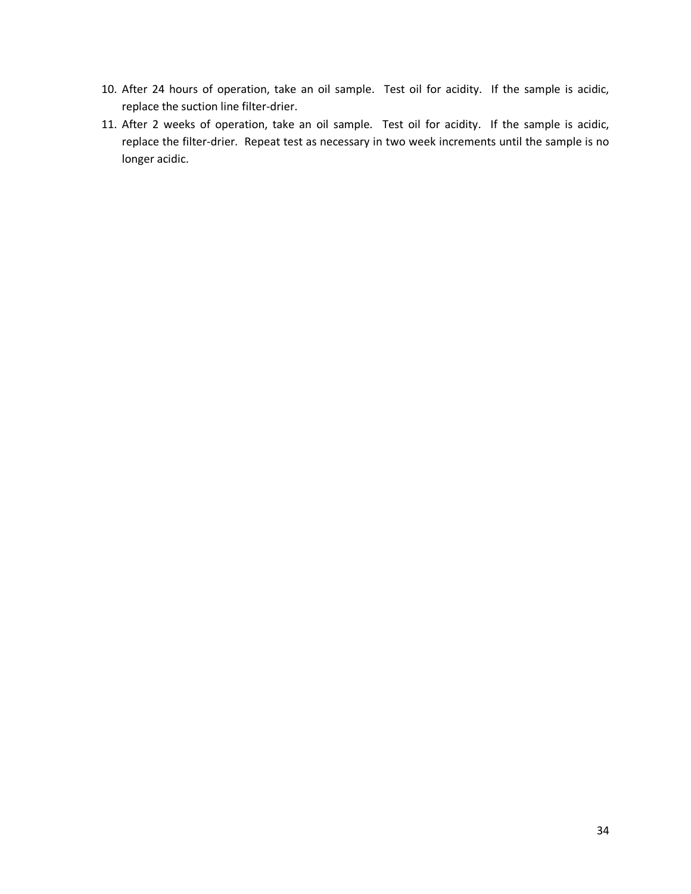10. After 24 hours of operation, take an oil sample. Test oil for acidity. If the sample is acidic, replace the suction line filter-drier.
11. After 2 weeks of operation, take an oil sample. Test oil for acidity. If the sample is acidic, replace the filter-drier. Repeat test as necessary in two week increments until the sample is no longer acidic.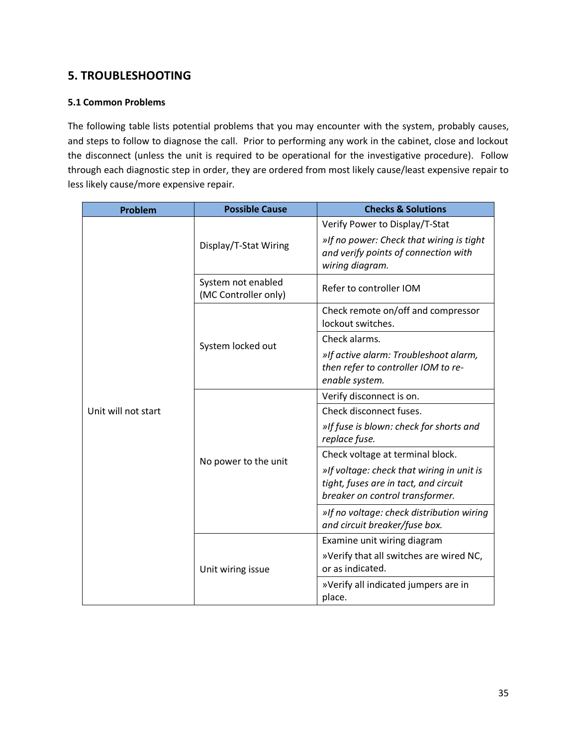## 5. TROUBLESHOOTING

### 5.1 Common Problems

The following table lists potential problems that you may encounter with the system, probably causes, and steps to follow to diagnose the call. Prior to performing any work in the cabinet, close and lockout the disconnect (unless the unit is required to be operational for the investigative procedure). Follow through each diagnostic step in order, they are ordered from most likely cause/least expensive repair to less likely cause/more expensive repair.

| Problem | Possible Cause | Checks & Solutions |
|---|---|---|
| Unit will not start | Display/T-Stat Wiring | Verify Power to Display/T-Stat<br>*»If no power: Check that wiring is tight and verify points of connection with wiring diagram.* |
| | System not enabled (MC Controller only) | Refer to controller IOM |
| | System locked out | Check remote on/off and compressor lockout switches. |
| | | Check alarms.<br>*»If active alarm: Troubleshoot alarm, then refer to controller IOM to re-enable system.* |
| | No power to the unit | Verify disconnect is on. |
| | | Check disconnect fuses.<br>*»If fuse is blown: check for shorts and replace fuse.* |
| | | Check voltage at terminal block.<br>*»If voltage: check that wiring in unit is tight, fuses are in tact, and circuit breaker on control transformer.* |
| | | *»If no voltage: check distribution wiring and circuit breaker/fuse box.* |
| | Unit wiring issue | Examine unit wiring diagram<br>»Verify that all switches are wired NC, or as indicated. |
| | | »Verify all indicated jumpers are in place. |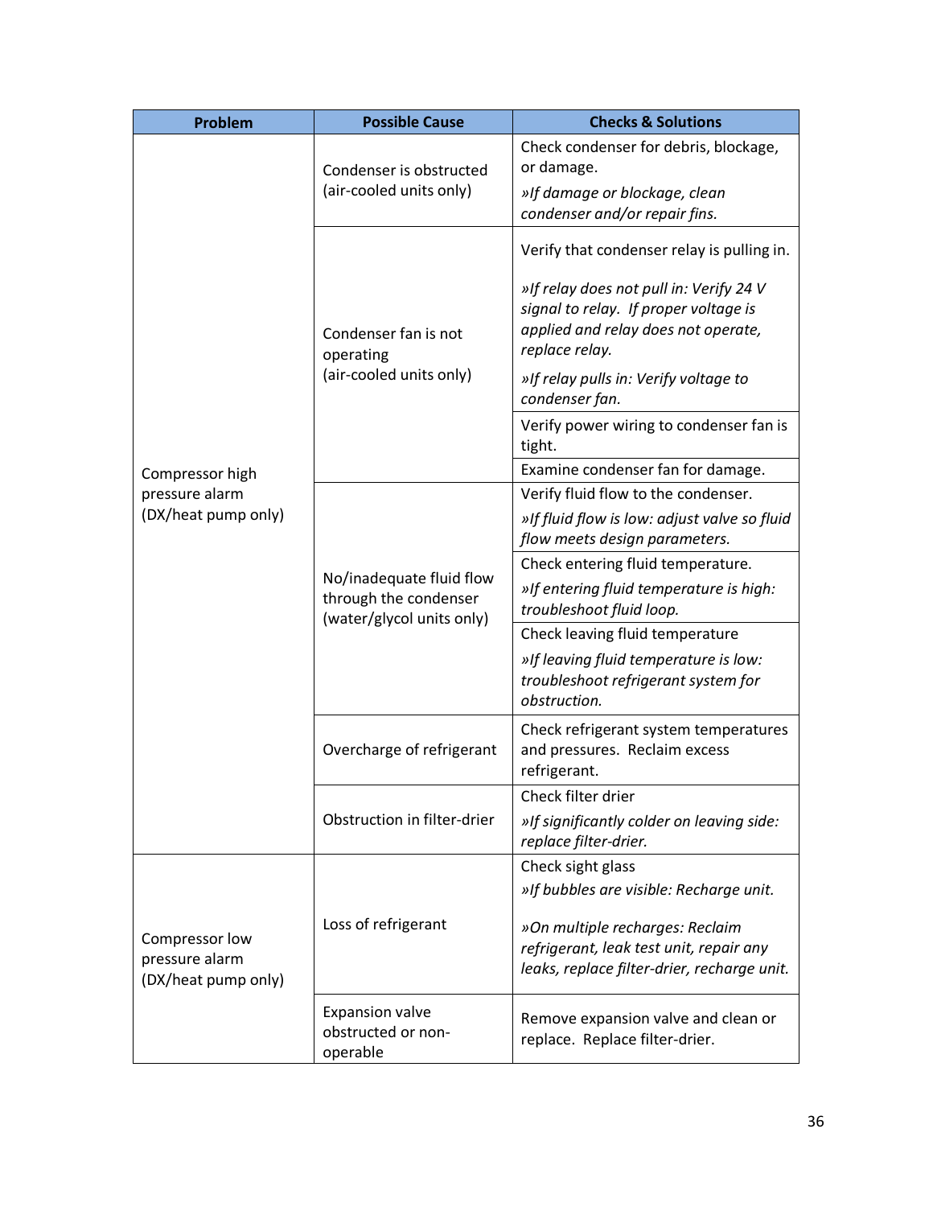| Problem | Possible Cause | Checks & Solutions |
|---|---|---|
| Compressor high pressure alarm (DX/heat pump only) | Condenser is obstructed (air-cooled units only) | Check condenser for debris, blockage, or damage. *»If damage or blockage, clean condenser and/or repair fins.* |
| | Condenser fan is not operating (air-cooled units only) | Verify that condenser relay is pulling in. *»If relay does not pull in: Verify 24 V signal to relay. If proper voltage is applied and relay does not operate, replace relay.* *»If relay pulls in: Verify voltage to condenser fan.* |
| | | Verify power wiring to condenser fan is tight. |
| | | Examine condenser fan for damage. |
| | No/inadequate fluid flow through the condenser (water/glycol units only) | Verify fluid flow to the condenser. *»If fluid flow is low: adjust valve so fluid flow meets design parameters.* |
| | | Check entering fluid temperature. *»If entering fluid temperature is high: troubleshoot fluid loop.* |
| | | Check leaving fluid temperature *»If leaving fluid temperature is low: troubleshoot refrigerant system for obstruction.* |
| | Overcharge of refrigerant | Check refrigerant system temperatures and pressures. Reclaim excess refrigerant. |
| | Obstruction in filter-drier | Check filter drier *»If significantly colder on leaving side: replace filter-drier.* |
| Compressor low pressure alarm (DX/heat pump only) | Loss of refrigerant | Check sight glass *»If bubbles are visible: Recharge unit.* *»On multiple recharges: Reclaim refrigerant, leak test unit, repair any leaks, replace filter-drier, recharge unit.* |
| | Expansion valve obstructed or non-operable | Remove expansion valve and clean or replace. Replace filter-drier. |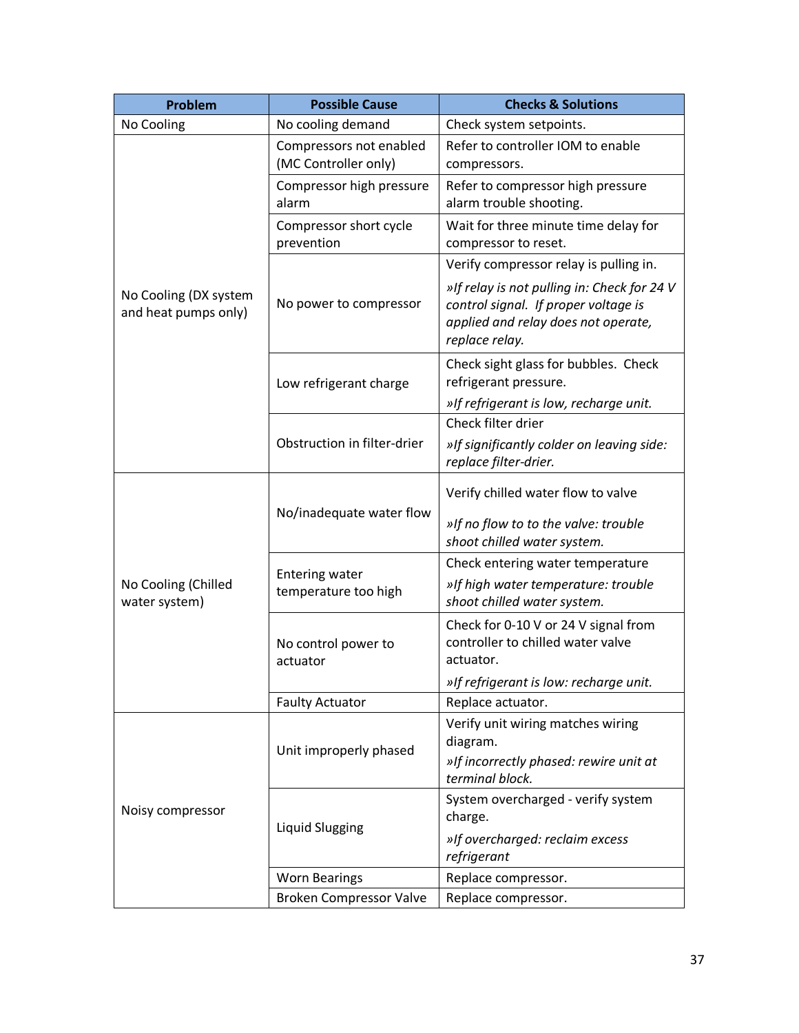| Problem | Possible Cause | Checks & Solutions |
|---|---|---|
| No Cooling | No cooling demand | Check system setpoints. |
| No Cooling (DX system and heat pumps only) | Compressors not enabled (MC Controller only) | Refer to controller IOM to enable compressors. |
| | Compressor high pressure alarm | Refer to compressor high pressure alarm trouble shooting. |
| | Compressor short cycle prevention | Wait for three minute time delay for compressor to reset. |
| | No power to compressor | Verify compressor relay is pulling in. *»If relay is not pulling in: Check for 24 V control signal. If proper voltage is applied and relay does not operate, replace relay.* |
| | Low refrigerant charge | Check sight glass for bubbles. Check refrigerant pressure. *»If refrigerant is low, recharge unit.* |
| | Obstruction in filter-drier | Check filter drier *»If significantly colder on leaving side: replace filter-drier.* |
| No Cooling (Chilled water system) | No/inadequate water flow | Verify chilled water flow to valve *»If no flow to to the valve: trouble shoot chilled water system.* |
| | Entering water temperature too high | Check entering water temperature *»If high water temperature: trouble shoot chilled water system.* |
| | No control power to actuator | Check for 0-10 V or 24 V signal from controller to chilled water valve actuator. *»If refrigerant is low: recharge unit.* |
| | Faulty Actuator | Replace actuator. |
| Noisy compressor | Unit improperly phased | Verify unit wiring matches wiring diagram. *»If incorrectly phased: rewire unit at terminal block.* |
| | Liquid Slugging | System overcharged - verify system charge. *»If overcharged: reclaim excess refrigerant* |
| | Worn Bearings | Replace compressor. |
| | Broken Compressor Valve | Replace compressor. |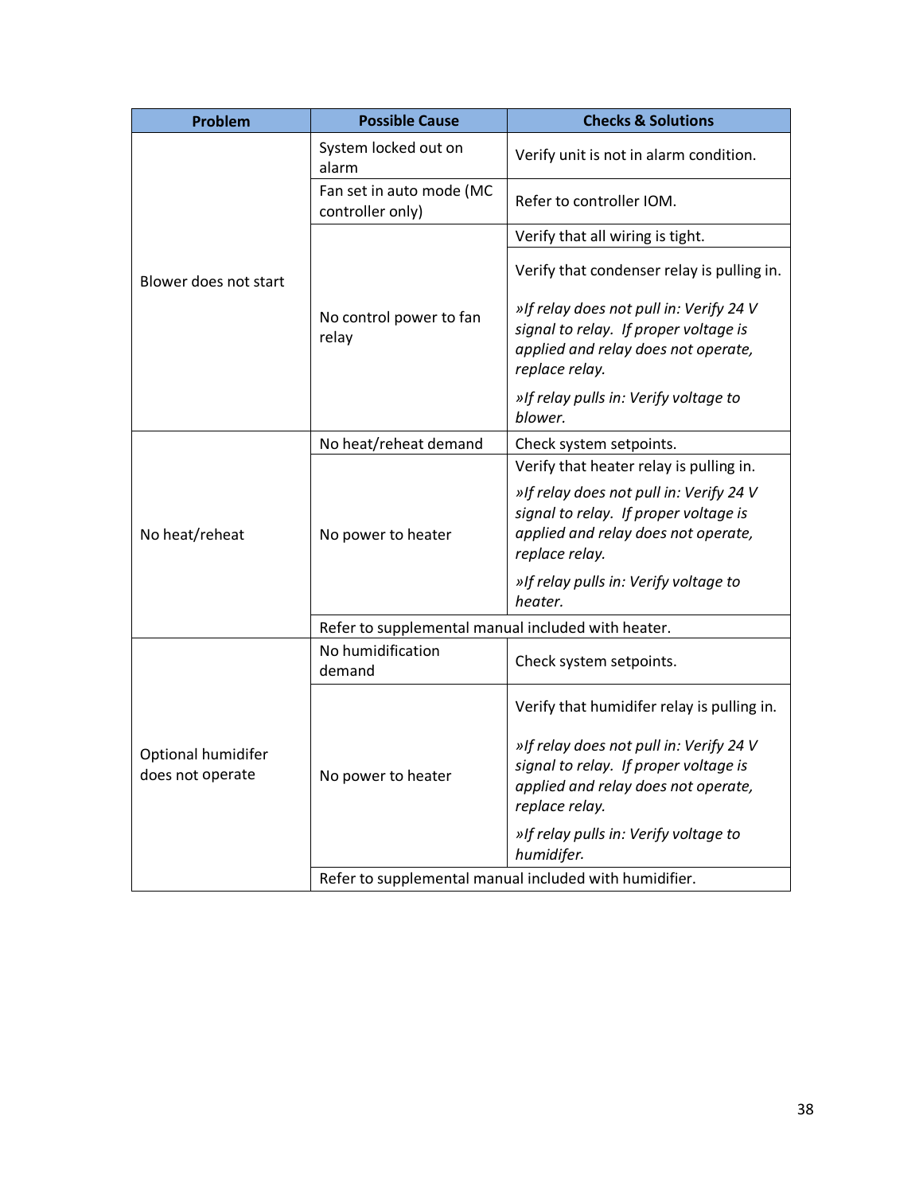| Problem | Possible Cause | Checks & Solutions |
|---|---|---|
| Blower does not start | System locked out on alarm | Verify unit is not in alarm condition. |
| | Fan set in auto mode (MC controller only) | Refer to controller IOM. |
| | No control power to fan relay | Verify that all wiring is tight. |
| | | Verify that condenser relay is pulling in.<br><br>*»If relay does not pull in: Verify 24 V signal to relay. If proper voltage is applied and relay does not operate, replace relay.*<br><br>*»If relay pulls in: Verify voltage to blower.* |
| No heat/reheat | No heat/reheat demand | Check system setpoints. |
| | No power to heater | Verify that heater relay is pulling in.<br><br>*»If relay does not pull in: Verify 24 V signal to relay. If proper voltage is applied and relay does not operate, replace relay.*<br><br>*»If relay pulls in: Verify voltage to heater.* |
| | Refer to supplemental manual included with heater. | |
| Optional humidifer does not operate | No humidification demand | Check system setpoints. |
| | No power to heater | Verify that humidifer relay is pulling in.<br><br>*»If relay does not pull in: Verify 24 V signal to relay. If proper voltage is applied and relay does not operate, replace relay.*<br><br>*»If relay pulls in: Verify voltage to humidifer.* |
| | Refer to supplemental manual included with humidifier. | |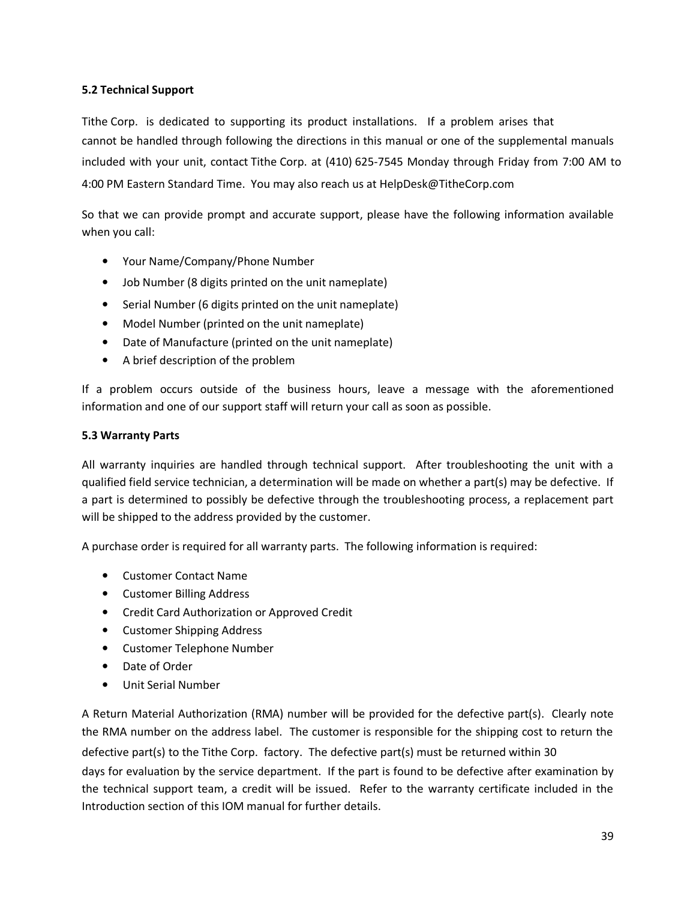### 5.2 Technical Support

Tithe Corp. is dedicated to supporting its product installations. If a problem arises that cannot be handled through following the directions in this manual or one of the supplemental manuals included with your unit, contact Tithe Corp. at (410) 625-7545 Monday through Friday from 7:00 AM to 4:00 PM Eastern Standard Time. You may also reach us at HelpDesk@TitheCorp.com

So that we can provide prompt and accurate support, please have the following information available when you call:

- Your Name/Company/Phone Number
- Job Number (8 digits printed on the unit nameplate)
- Serial Number (6 digits printed on the unit nameplate)
- Model Number (printed on the unit nameplate)
- Date of Manufacture (printed on the unit nameplate)
- A brief description of the problem

If a problem occurs outside of the business hours, leave a message with the aforementioned information and one of our support staff will return your call as soon as possible.

### 5.3 Warranty Parts

All warranty inquiries are handled through technical support. After troubleshooting the unit with a qualified field service technician, a determination will be made on whether a part(s) may be defective. If a part is determined to possibly be defective through the troubleshooting process, a replacement part will be shipped to the address provided by the customer.

A purchase order is required for all warranty parts. The following information is required:

- Customer Contact Name
- Customer Billing Address
- Credit Card Authorization or Approved Credit
- Customer Shipping Address
- Customer Telephone Number
- Date of Order
- Unit Serial Number

A Return Material Authorization (RMA) number will be provided for the defective part(s). Clearly note the RMA number on the address label. The customer is responsible for the shipping cost to return the defective part(s) to the Tithe Corp. factory. The defective part(s) must be returned within 30 days for evaluation by the service department. If the part is found to be defective after examination by the technical support team, a credit will be issued. Refer to the warranty certificate included in the Introduction section of this IOM manual for further details.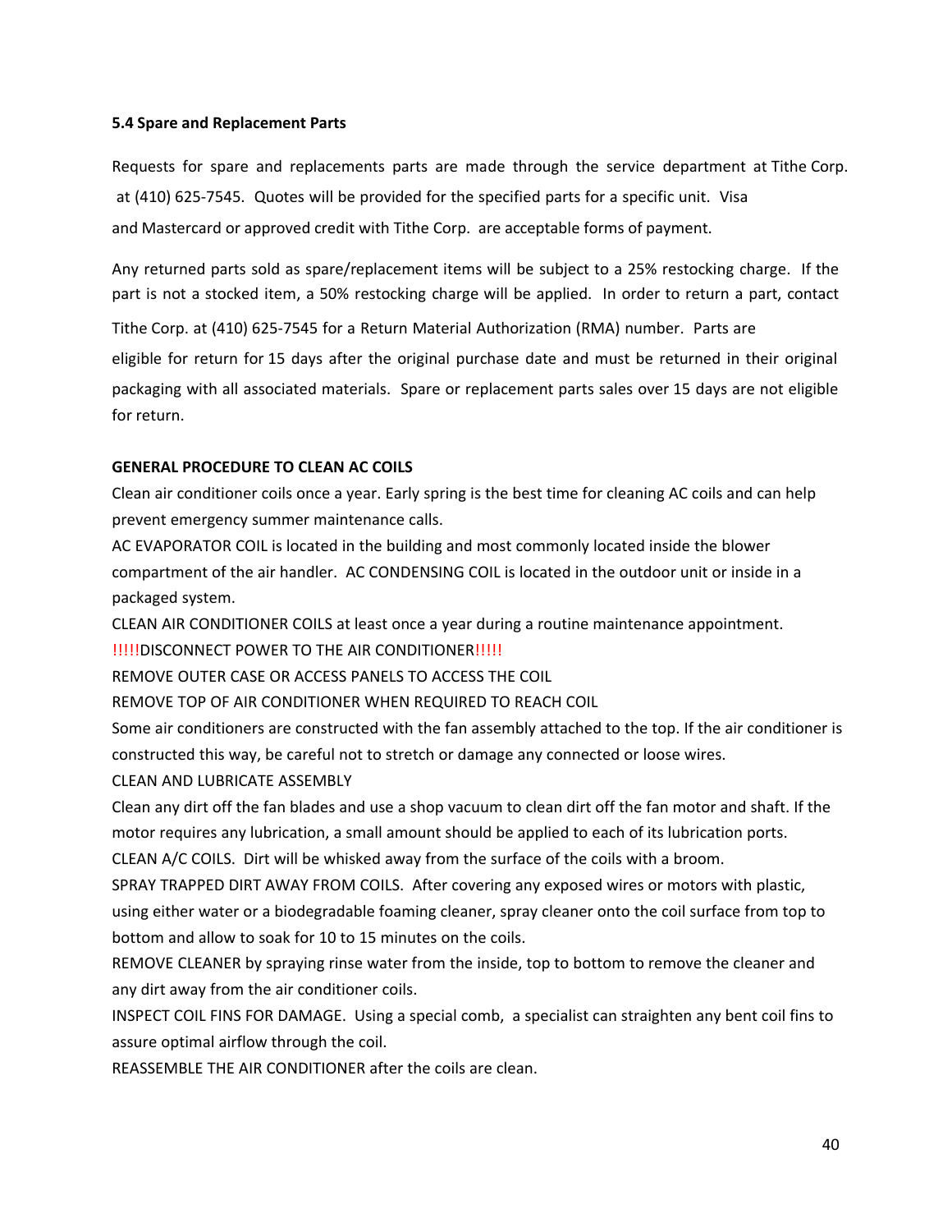**5.4 Spare and Replacement Parts**

Requests for spare and replacements parts are made through the service department at Tithe Corp. at (410) 625-7545. Quotes will be provided for the specified parts for a specific unit. Visa and Mastercard or approved credit with Tithe Corp. are acceptable forms of payment.

Any returned parts sold as spare/replacement items will be subject to a 25% restocking charge. If the part is not a stocked item, a 50% restocking charge will be applied. In order to return a part, contact Tithe Corp. at (410) 625-7545 for a Return Material Authorization (RMA) number. Parts are eligible for return for 15 days after the original purchase date and must be returned in their original packaging with all associated materials. Spare or replacement parts sales over 15 days are not eligible for return.

**GENERAL PROCEDURE TO CLEAN AC COILS**

Clean air conditioner coils once a year. Early spring is the best time for cleaning AC coils and can help prevent emergency summer maintenance calls.

AC EVAPORATOR COIL is located in the building and most commonly located inside the blower compartment of the air handler. AC CONDENSING COIL is located in the outdoor unit or inside in a packaged system.

CLEAN AIR CONDITIONER COILS at least once a year during a routine maintenance appointment.

!!!!!DISCONNECT POWER TO THE AIR CONDITIONER!!!!!

REMOVE OUTER CASE OR ACCESS PANELS TO ACCESS THE COIL

REMOVE TOP OF AIR CONDITIONER WHEN REQUIRED TO REACH COIL

Some air conditioners are constructed with the fan assembly attached to the top. If the air conditioner is constructed this way, be careful not to stretch or damage any connected or loose wires.

CLEAN AND LUBRICATE ASSEMBLY

Clean any dirt off the fan blades and use a shop vacuum to clean dirt off the fan motor and shaft. If the motor requires any lubrication, a small amount should be applied to each of its lubrication ports.

CLEAN A/C COILS. Dirt will be whisked away from the surface of the coils with a broom.

SPRAY TRAPPED DIRT AWAY FROM COILS. After covering any exposed wires or motors with plastic, using either water or a biodegradable foaming cleaner, spray cleaner onto the coil surface from top to bottom and allow to soak for 10 to 15 minutes on the coils.

REMOVE CLEANER by spraying rinse water from the inside, top to bottom to remove the cleaner and any dirt away from the air conditioner coils.

INSPECT COIL FINS FOR DAMAGE. Using a special comb, a specialist can straighten any bent coil fins to assure optimal airflow through the coil.

REASSEMBLE THE AIR CONDITIONER after the coils are clean.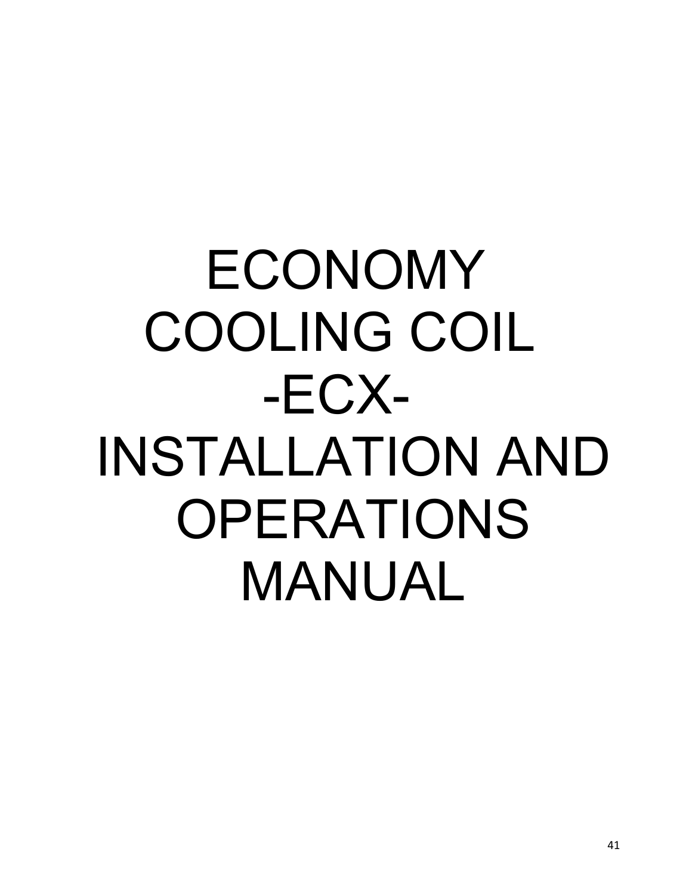# ECONOMY COOLING COIL -ECX- INSTALLATION AND OPERATIONS MANUAL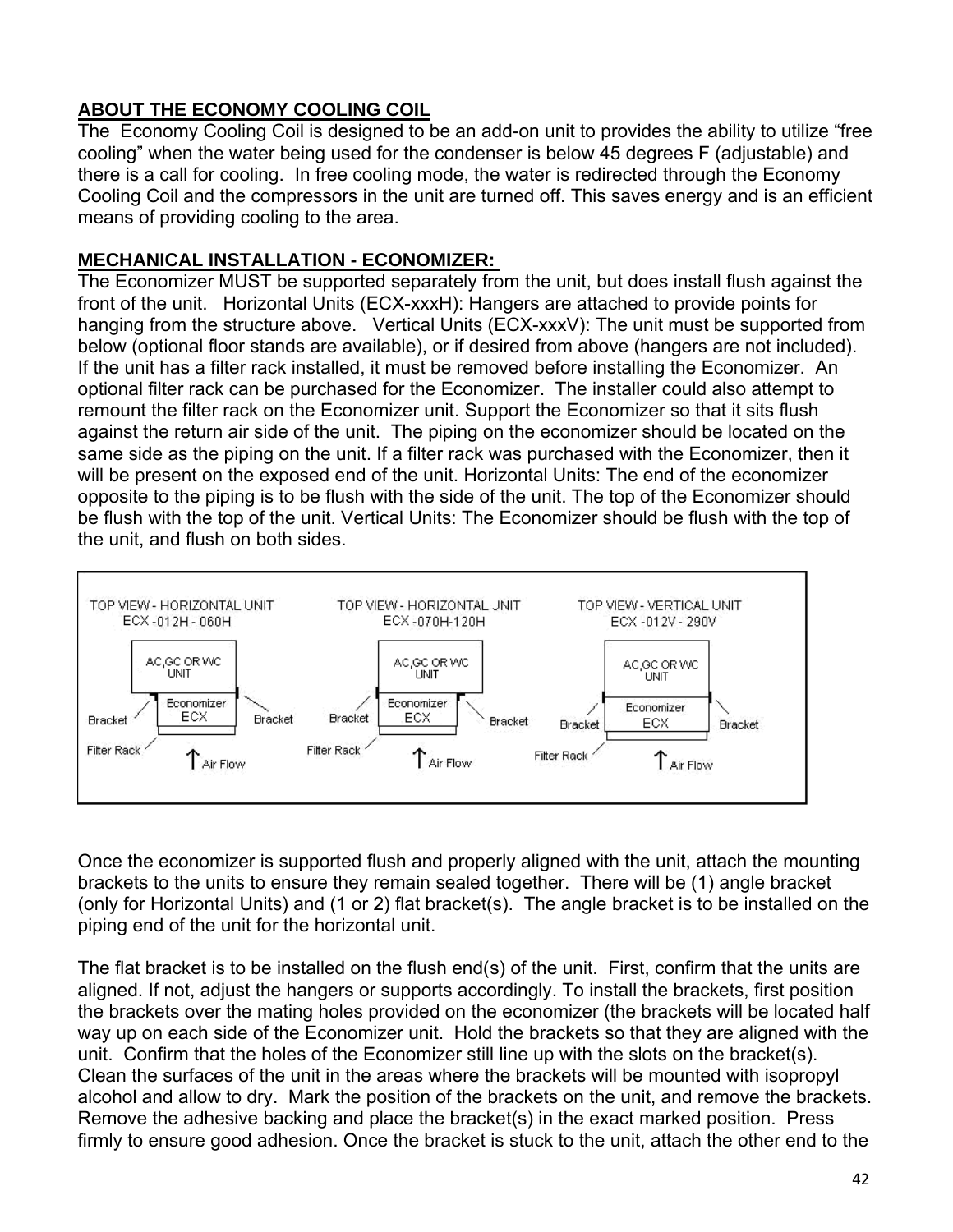## ABOUT THE ECONOMY COOLING COIL

The Economy Cooling Coil is designed to be an add-on unit to provides the ability to utilize "free cooling" when the water being used for the condenser is below 45 degrees F (adjustable) and there is a call for cooling. In free cooling mode, the water is redirected through the Economy Cooling Coil and the compressors in the unit are turned off. This saves energy and is an efficient means of providing cooling to the area.

## MECHANICAL INSTALLATION - ECONOMIZER:

The Economizer MUST be supported separately from the unit, but does install flush against the front of the unit. Horizontal Units (ECX-xxxH): Hangers are attached to provide points for hanging from the structure above. Vertical Units (ECX-xxxV): The unit must be supported from below (optional floor stands are available), or if desired from above (hangers are not included). If the unit has a filter rack installed, it must be removed before installing the Economizer. An optional filter rack can be purchased for the Economizer. The installer could also attempt to remount the filter rack on the Economizer unit. Support the Economizer so that it sits flush against the return air side of the unit. The piping on the economizer should be located on the same side as the piping on the unit. If a filter rack was purchased with the Economizer, then it will be present on the exposed end of the unit. Horizontal Units: The end of the economizer opposite to the piping is to be flush with the side of the unit. The top of the Economizer should be flush with the top of the unit. Vertical Units: The Economizer should be flush with the top of the unit, and flush on both sides.

TOP VIEW - HORIZONTAL UNIT ECX -012H - 060H | TOP VIEW - HORIZONTAL UNIT ECX -070H-120H | TOP VIEW - VERTICAL UNIT ECX -012V - 290V

AC,GC OR WC UNIT — Economizer ECX — Bracket — Filter Rack — Air Flow

Once the economizer is supported flush and properly aligned with the unit, attach the mounting brackets to the units to ensure they remain sealed together. There will be (1) angle bracket (only for Horizontal Units) and (1 or 2) flat bracket(s). The angle bracket is to be installed on the piping end of the unit for the horizontal unit.

The flat bracket is to be installed on the flush end(s) of the unit. First, confirm that the units are aligned. If not, adjust the hangers or supports accordingly. To install the brackets, first position the brackets over the mating holes provided on the economizer (the brackets will be located half way up on each side of the Economizer unit. Hold the brackets so that they are aligned with the unit. Confirm that the holes of the Economizer still line up with the slots on the bracket(s). Clean the surfaces of the unit in the areas where the brackets will be mounted with isopropyl alcohol and allow to dry. Mark the position of the brackets on the unit, and remove the brackets. Remove the adhesive backing and place the bracket(s) in the exact marked position. Press firmly to ensure good adhesion. Once the bracket is stuck to the unit, attach the other end to the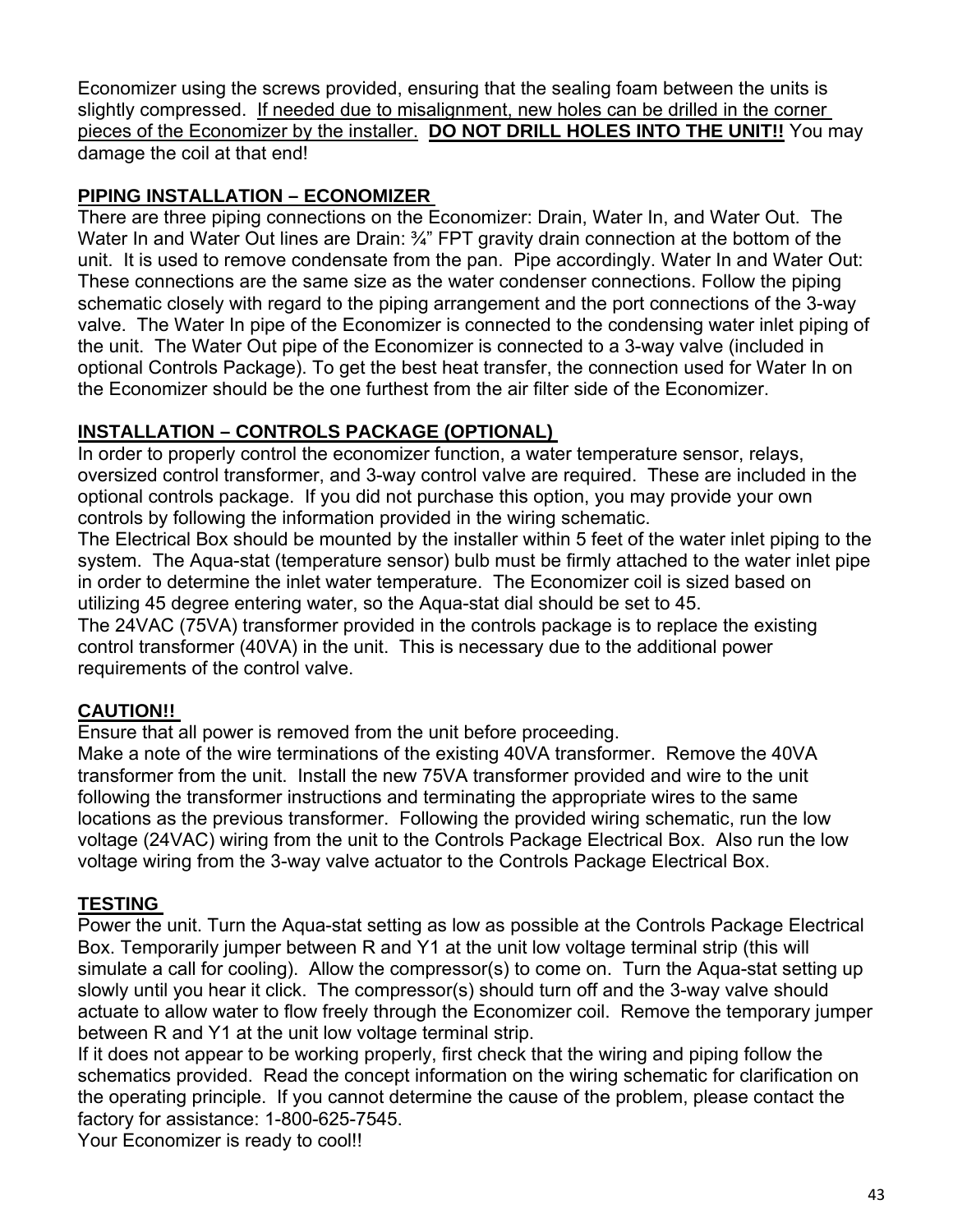Economizer using the screws provided, ensuring that the sealing foam between the units is slightly compressed. If needed due to misalignment, new holes can be drilled in the corner pieces of the Economizer by the installer. **DO NOT DRILL HOLES INTO THE UNIT!!** You may damage the coil at that end!

## PIPING INSTALLATION – ECONOMIZER

There are three piping connections on the Economizer: Drain, Water In, and Water Out. The Water In and Water Out lines are Drain: ¾" FPT gravity drain connection at the bottom of the unit. It is used to remove condensate from the pan. Pipe accordingly. Water In and Water Out: These connections are the same size as the water condenser connections. Follow the piping schematic closely with regard to the piping arrangement and the port connections of the 3-way valve. The Water In pipe of the Economizer is connected to the condensing water inlet piping of the unit. The Water Out pipe of the Economizer is connected to a 3-way valve (included in optional Controls Package). To get the best heat transfer, the connection used for Water In on the Economizer should be the one furthest from the air filter side of the Economizer.

## INSTALLATION – CONTROLS PACKAGE (OPTIONAL)

In order to properly control the economizer function, a water temperature sensor, relays, oversized control transformer, and 3-way control valve are required. These are included in the optional controls package. If you did not purchase this option, you may provide your own controls by following the information provided in the wiring schematic.

The Electrical Box should be mounted by the installer within 5 feet of the water inlet piping to the system. The Aqua-stat (temperature sensor) bulb must be firmly attached to the water inlet pipe in order to determine the inlet water temperature. The Economizer coil is sized based on utilizing 45 degree entering water, so the Aqua-stat dial should be set to 45.

The 24VAC (75VA) transformer provided in the controls package is to replace the existing control transformer (40VA) in the unit. This is necessary due to the additional power requirements of the control valve.

## CAUTION!!

Ensure that all power is removed from the unit before proceeding.

Make a note of the wire terminations of the existing 40VA transformer. Remove the 40VA transformer from the unit. Install the new 75VA transformer provided and wire to the unit following the transformer instructions and terminating the appropriate wires to the same locations as the previous transformer. Following the provided wiring schematic, run the low voltage (24VAC) wiring from the unit to the Controls Package Electrical Box. Also run the low voltage wiring from the 3-way valve actuator to the Controls Package Electrical Box.

## TESTING

Power the unit. Turn the Aqua-stat setting as low as possible at the Controls Package Electrical Box. Temporarily jumper between R and Y1 at the unit low voltage terminal strip (this will simulate a call for cooling). Allow the compressor(s) to come on. Turn the Aqua-stat setting up slowly until you hear it click. The compressor(s) should turn off and the 3-way valve should actuate to allow water to flow freely through the Economizer coil. Remove the temporary jumper between R and Y1 at the unit low voltage terminal strip.

If it does not appear to be working properly, first check that the wiring and piping follow the schematics provided. Read the concept information on the wiring schematic for clarification on the operating principle. If you cannot determine the cause of the problem, please contact the factory for assistance: 1-800-625-7545.

Your Economizer is ready to cool!!